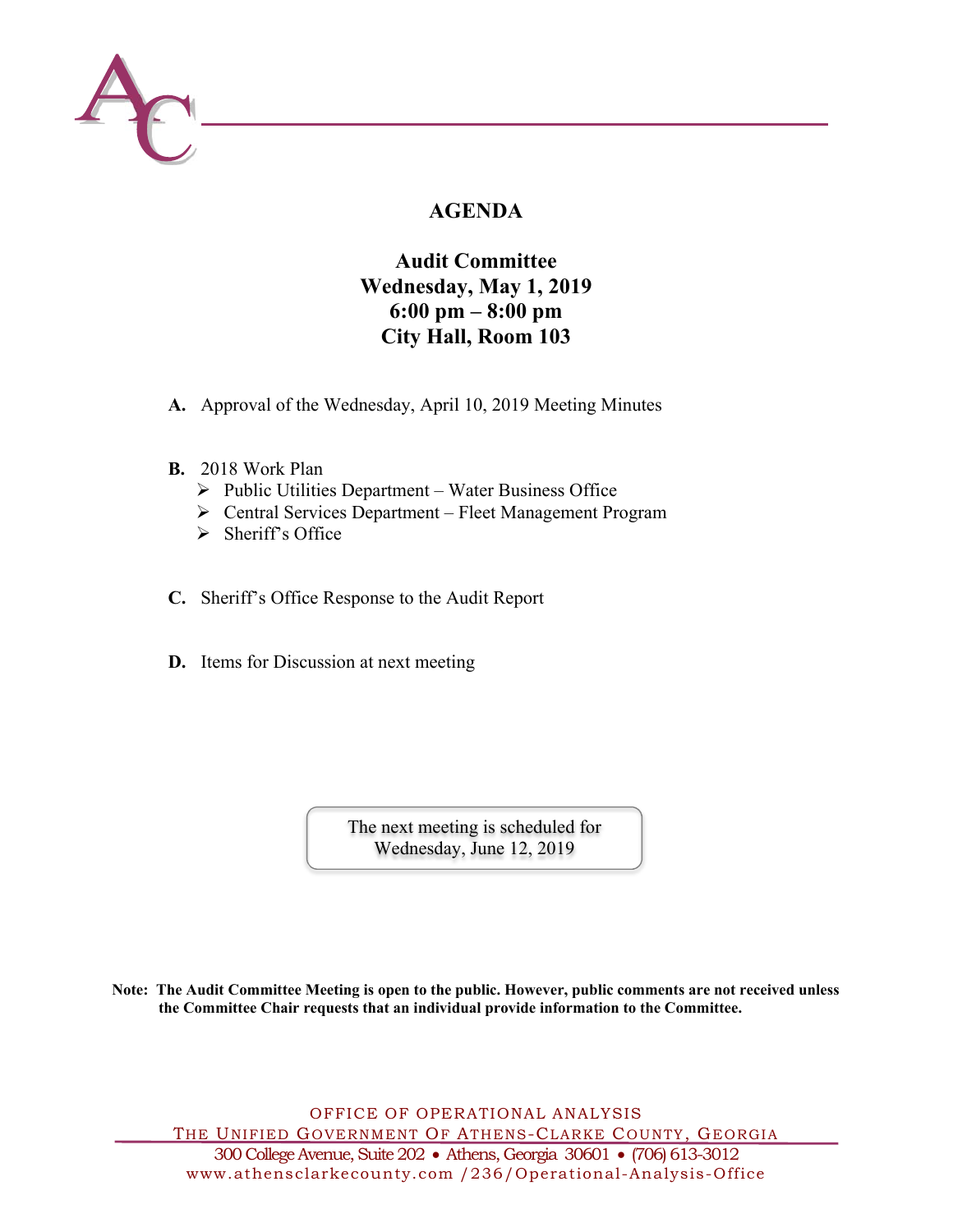# AGENDA

## Audit Committee
## Wednesday, May 1, 2019
## 6:00 pm – 8:00 pm
## City Hall, Room 103

**A.** Approval of the Wednesday, April 10, 2019 Meeting Minutes

**B.** 2018 Work Plan
- Public Utilities Department – Water Business Office
- Central Services Department – Fleet Management Program
- Sheriff's Office

**C.** Sheriff's Office Response to the Audit Report

**D.** Items for Discussion at next meeting

The next meeting is scheduled for Wednesday, June 12, 2019

**Note: The Audit Committee Meeting is open to the public. However, public comments are not received unless the Committee Chair requests that an individual provide information to the Committee.**

OFFICE OF OPERATIONAL ANALYSIS
THE UNIFIED GOVERNMENT OF ATHENS-CLARKE COUNTY, GEORGIA
300 College Avenue, Suite 202 • Athens, Georgia 30601 • (706) 613-3012
www.athensclarkecounty.com /236/Operational-Analysis-Office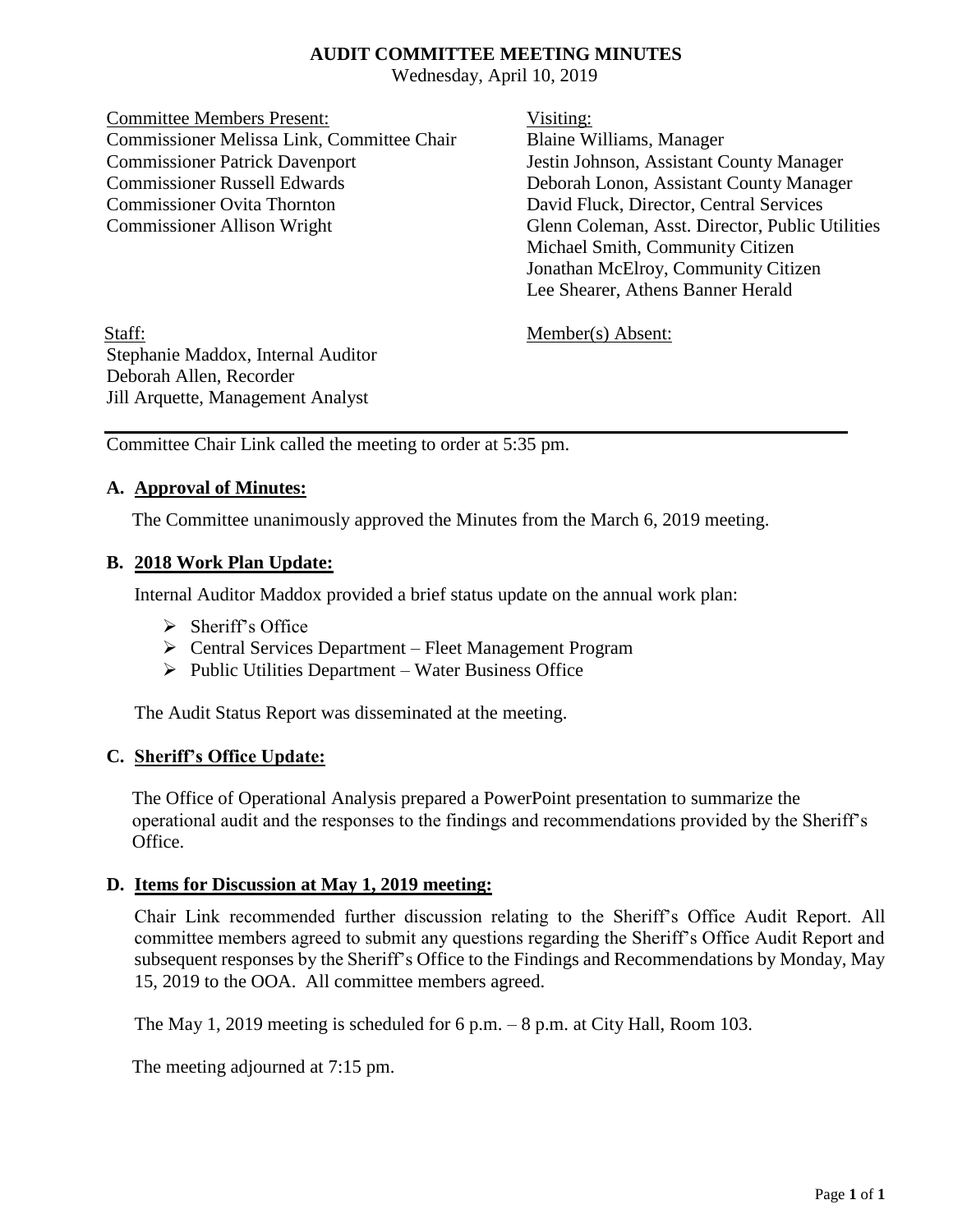# AUDIT COMMITTEE MEETING MINUTES

Wednesday, April 10, 2019

Committee Members Present:
Commissioner Melissa Link, Committee Chair
Commissioner Patrick Davenport
Commissioner Russell Edwards
Commissioner Ovita Thornton
Commissioner Allison Wright

Visiting:
Blaine Williams, Manager
Jestin Johnson, Assistant County Manager
Deborah Lonon, Assistant County Manager
David Fluck, Director, Central Services
Glenn Coleman, Asst. Director, Public Utilities
Michael Smith, Community Citizen
Jonathan McElroy, Community Citizen
Lee Shearer, Athens Banner Herald

Staff:
Stephanie Maddox, Internal Auditor
Deborah Allen, Recorder
Jill Arquette, Management Analyst

Member(s) Absent:

---

Committee Chair Link called the meeting to order at 5:35 pm.

## A. Approval of Minutes:

The Committee unanimously approved the Minutes from the March 6, 2019 meeting.

## B. 2018 Work Plan Update:

Internal Auditor Maddox provided a brief status update on the annual work plan:

- Sheriff's Office
- Central Services Department – Fleet Management Program
- Public Utilities Department – Water Business Office

The Audit Status Report was disseminated at the meeting.

## C. Sheriff's Office Update:

The Office of Operational Analysis prepared a PowerPoint presentation to summarize the operational audit and the responses to the findings and recommendations provided by the Sheriff's Office.

## D. Items for Discussion at May 1, 2019 meeting:

Chair Link recommended further discussion relating to the Sheriff's Office Audit Report. All committee members agreed to submit any questions regarding the Sheriff's Office Audit Report and subsequent responses by the Sheriff's Office to the Findings and Recommendations by Monday, May 15, 2019 to the OOA. All committee members agreed.

The May 1, 2019 meeting is scheduled for 6 p.m. – 8 p.m. at City Hall, Room 103.

The meeting adjourned at 7:15 pm.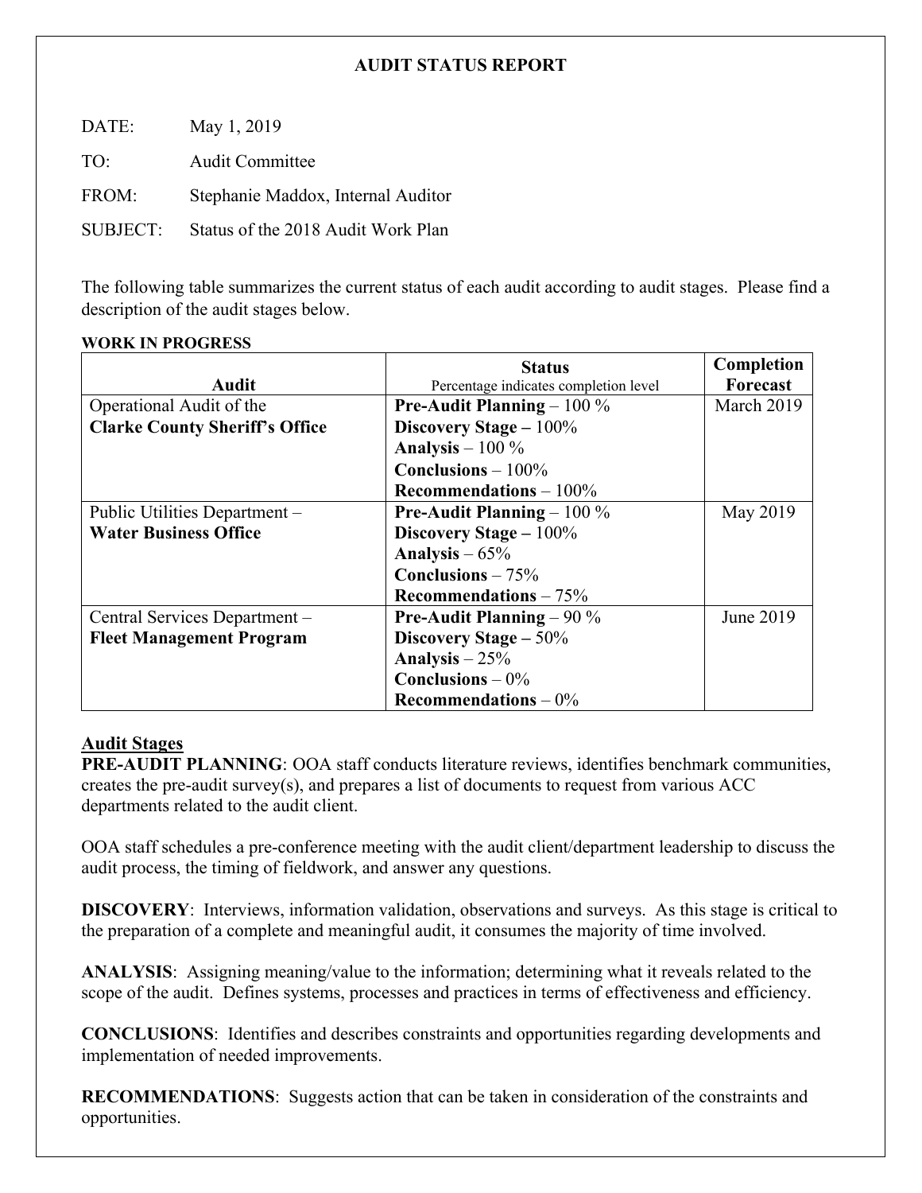**AUDIT STATUS REPORT**

DATE: May 1, 2019

TO: Audit Committee

FROM: Stephanie Maddox, Internal Auditor

SUBJECT: Status of the 2018 Audit Work Plan

The following table summarizes the current status of each audit according to audit stages. Please find a description of the audit stages below.

**WORK IN PROGRESS**

| Audit | Status<br>Percentage indicates completion level | Completion Forecast |
|---|---|---|
| Operational Audit of the **Clarke County Sheriff's Office** | **Pre-Audit Planning** – 100 %<br>**Discovery Stage –** 100%<br>**Analysis** – 100 %<br>**Conclusions** – 100%<br>**Recommendations** – 100% | March 2019 |
| Public Utilities Department – **Water Business Office** | **Pre-Audit Planning** – 100 %<br>**Discovery Stage –** 100%<br>**Analysis** – 65%<br>**Conclusions** – 75%<br>**Recommendations** – 75% | May 2019 |
| Central Services Department – **Fleet Management Program** | **Pre-Audit Planning** – 90 %<br>**Discovery Stage –** 50%<br>**Analysis** – 25%<br>**Conclusions** – 0%<br>**Recommendations** – 0% | June 2019 |

## Audit Stages

**PRE-AUDIT PLANNING**: OOA staff conducts literature reviews, identifies benchmark communities, creates the pre-audit survey(s), and prepares a list of documents to request from various ACC departments related to the audit client.

OOA staff schedules a pre-conference meeting with the audit client/department leadership to discuss the audit process, the timing of fieldwork, and answer any questions.

**DISCOVERY**: Interviews, information validation, observations and surveys. As this stage is critical to the preparation of a complete and meaningful audit, it consumes the majority of time involved.

**ANALYSIS**: Assigning meaning/value to the information; determining what it reveals related to the scope of the audit. Defines systems, processes and practices in terms of effectiveness and efficiency.

**CONCLUSIONS**: Identifies and describes constraints and opportunities regarding developments and implementation of needed improvements.

**RECOMMENDATIONS**: Suggests action that can be taken in consideration of the constraints and opportunities.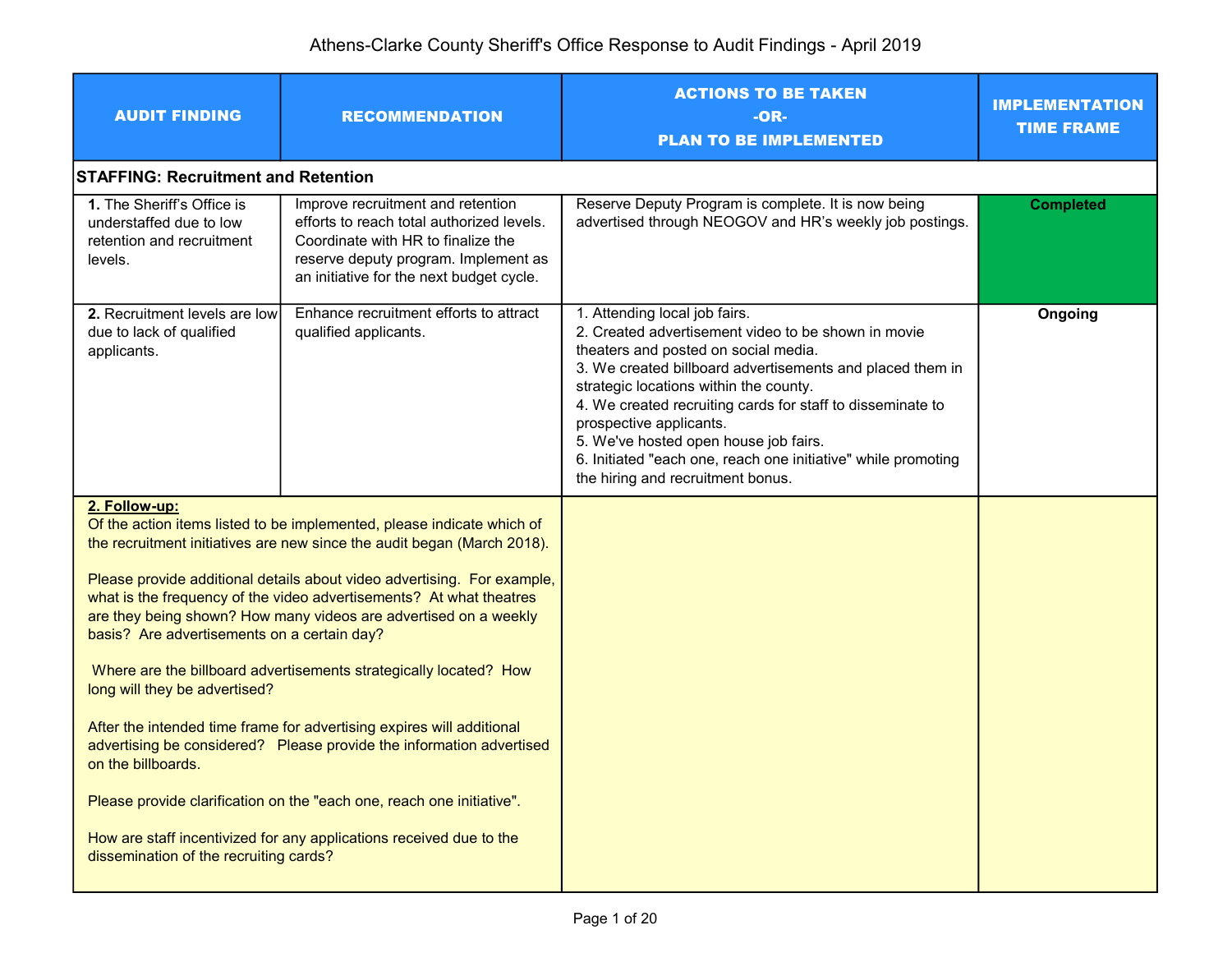# Athens-Clarke County Sheriff's Office Response to Audit Findings - April 2019

| AUDIT FINDING | RECOMMENDATION | ACTIONS TO BE TAKEN -OR- PLAN TO BE IMPLEMENTED | IMPLEMENTATION TIME FRAME |
|---|---|---|---|
| **STAFFING: Recruitment and Retention** | | | |
| **1.** The Sheriff's Office is understaffed due to low retention and recruitment levels. | Improve recruitment and retention efforts to reach total authorized levels. Coordinate with HR to finalize the reserve deputy program. Implement as an initiative for the next budget cycle. | Reserve Deputy Program is complete. It is now being advertised through NEOGOV and HR's weekly job postings. | **Completed** |
| **2.** Recruitment levels are low due to lack of qualified applicants. | Enhance recruitment efforts to attract qualified applicants. | 1. Attending local job fairs.<br>2. Created advertisement video to be shown in movie theaters and posted on social media.<br>3. We created billboard advertisements and placed them in strategic locations within the county.<br>4. We created recruiting cards for staff to disseminate to prospective applicants.<br>5. We've hosted open house job fairs.<br>6. Initiated "each one, reach one initiative" while promoting the hiring and recruitment bonus. | **Ongoing** |
| **2. Follow-up:**<br>Of the action items listed to be implemented, please indicate which of the recruitment initiatives are new since the audit began (March 2018).<br><br>Please provide additional details about video advertising. For example, what is the frequency of the video advertisements? At what theatres are they being shown? How many videos are advertised on a weekly basis? Are advertisements on a certain day?<br><br>Where are the billboard advertisements strategically located? How long will they be advertised?<br><br>After the intended time frame for advertising expires will additional advertising be considered? Please provide the information advertised on the billboards.<br><br>Please provide clarification on the "each one, reach one initiative".<br><br>How are staff incentivized for any applications received due to the dissemination of the recruiting cards? | | | |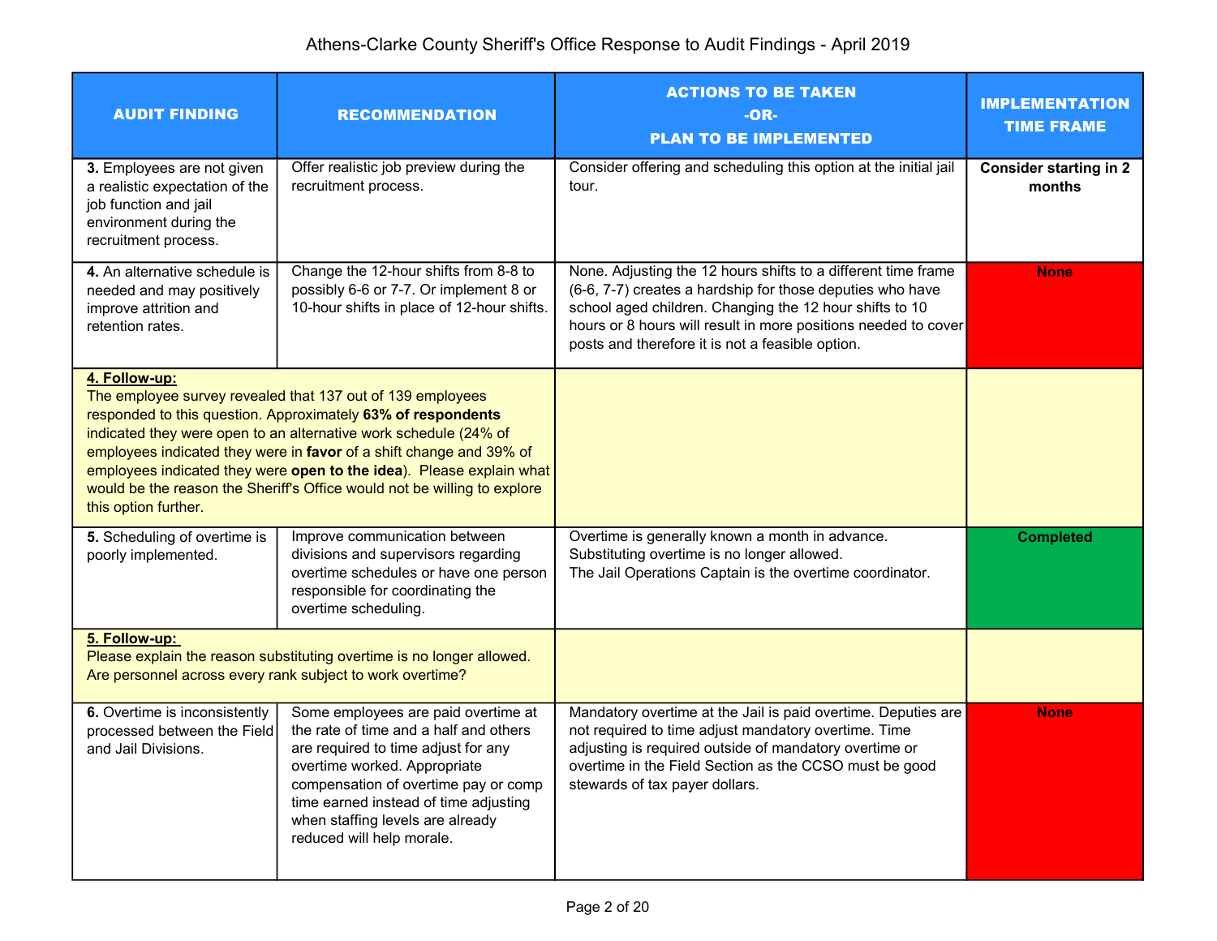# Athens-Clarke County Sheriff's Office Response to Audit Findings - April 2019

| AUDIT FINDING | RECOMMENDATION | ACTIONS TO BE TAKEN -OR- PLAN TO BE IMPLEMENTED | IMPLEMENTATION TIME FRAME |
|---|---|---|---|
| **3.** Employees are not given a realistic expectation of the job function and jail environment during the recruitment process. | Offer realistic job preview during the recruitment process. | Consider offering and scheduling this option at the initial jail tour. | **Consider starting in 2 months** |
| **4.** An alternative schedule is needed and may positively improve attrition and retention rates. | Change the 12-hour shifts from 8-8 to possibly 6-6 or 7-7. Or implement 8 or 10-hour shifts in place of 12-hour shifts. | None. Adjusting the 12 hours shifts to a different time frame (6-6, 7-7) creates a hardship for those deputies who have school aged children. Changing the 12 hour shifts to 10 hours or 8 hours will result in more positions needed to cover posts and therefore it is not a feasible option. | **None** |
| **4. Follow-up:** The employee survey revealed that 137 out of 139 employees responded to this question. Approximately **63% of respondents** indicated they were open to an alternative work schedule (24% of employees indicated they were in **favor** of a shift change and 39% of employees indicated they were **open to the idea**). Please explain what would be the reason the Sheriff's Office would not be willing to explore this option further. | | | |
| **5.** Scheduling of overtime is poorly implemented. | Improve communication between divisions and supervisors regarding overtime schedules or have one person responsible for coordinating the overtime scheduling. | Overtime is generally known a month in advance. Substituting overtime is no longer allowed. The Jail Operations Captain is the overtime coordinator. | **Completed** |
| **5. Follow-up:** Please explain the reason substituting overtime is no longer allowed. Are personnel across every rank subject to work overtime? | | | |
| **6.** Overtime is inconsistently processed between the Field and Jail Divisions. | Some employees are paid overtime at the rate of time and a half and others are required to time adjust for any overtime worked. Appropriate compensation of overtime pay or comp time earned instead of time adjusting when staffing levels are already reduced will help morale. | Mandatory overtime at the Jail is paid overtime. Deputies are not required to time adjust mandatory overtime. Time adjusting is required outside of mandatory overtime or overtime in the Field Section as the CCSO must be good stewards of tax payer dollars. | **None** |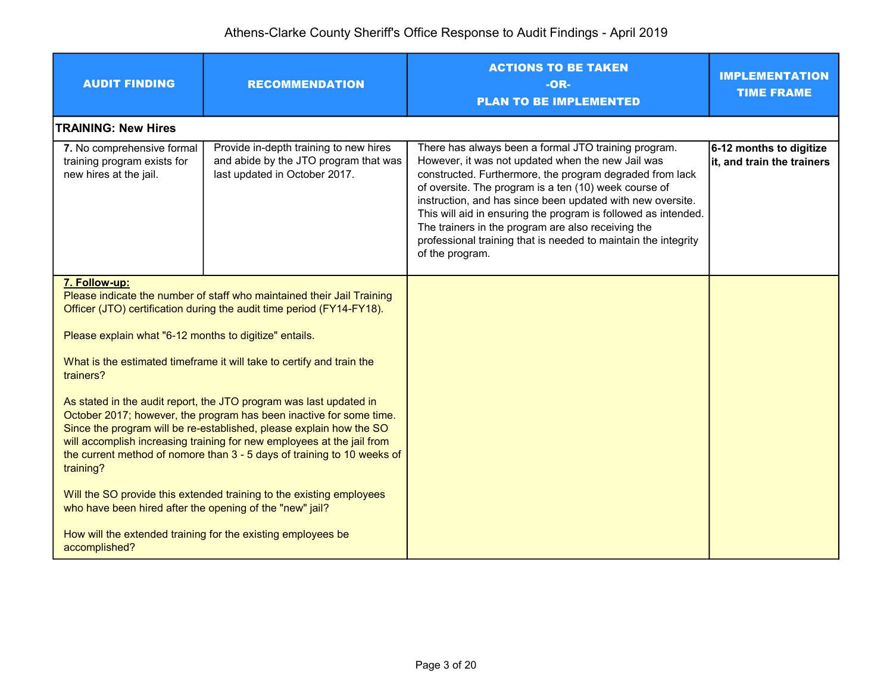# Athens-Clarke County Sheriff's Office Response to Audit Findings - April 2019

| AUDIT FINDING | RECOMMENDATION | ACTIONS TO BE TAKEN -OR- PLAN TO BE IMPLEMENTED | IMPLEMENTATION TIME FRAME |
|---|---|---|---|
| **TRAINING: New Hires** | | | |
| **7.** No comprehensive formal training program exists for new hires at the jail. | Provide in-depth training to new hires and abide by the JTO program that was last updated in October 2017. | There has always been a formal JTO training program. However, it was not updated when the new Jail was constructed. Furthermore, the program degraded from lack of oversite. The program is a ten (10) week course of instruction, and has since been updated with new oversite. This will aid in ensuring the program is followed as intended. The trainers in the program are also receiving the professional training that is needed to maintain the integrity of the program. | **6-12 months to digitize it, and train the trainers** |
| **7. Follow-up:** Please indicate the number of staff who maintained their Jail Training Officer (JTO) certification during the audit time period (FY14-FY18).<br><br>Please explain what "6-12 months to digitize" entails.<br><br>What is the estimated timeframe it will take to certify and train the trainers?<br><br>As stated in the audit report, the JTO program was last updated in October 2017; however, the program has been inactive for some time. Since the program will be re-established, please explain how the SO will accomplish increasing training for new employees at the jail from the current method of nomore than 3 - 5 days of training to 10 weeks of training?<br><br>Will the SO provide this extended training to the existing employees who have been hired after the opening of the "new" jail?<br><br>How will the extended training for the existing employees be accomplished? | | | |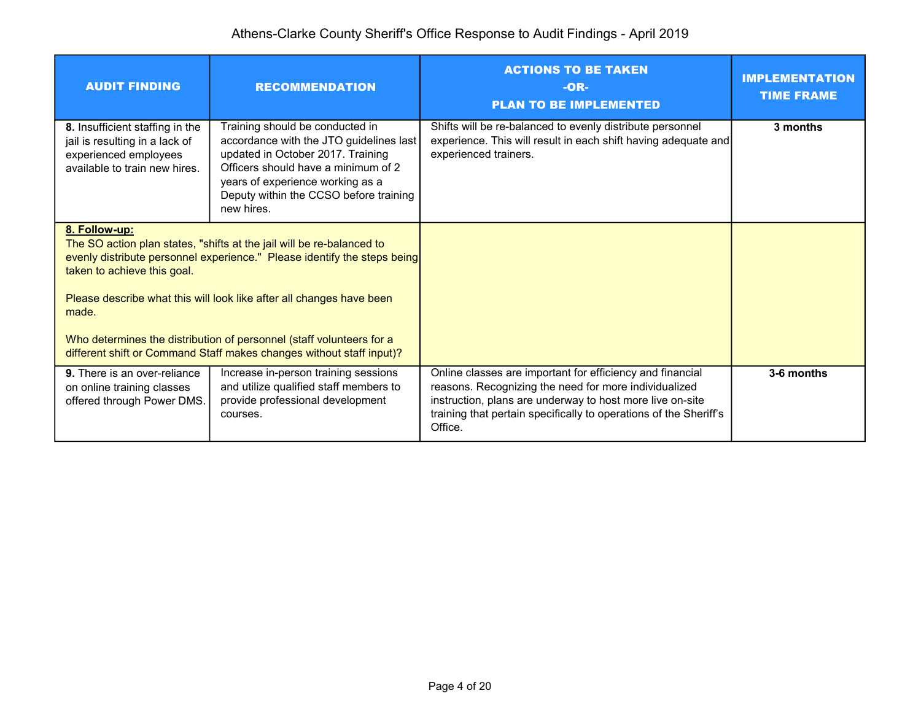Athens-Clarke County Sheriff's Office Response to Audit Findings - April 2019

| AUDIT FINDING | RECOMMENDATION | ACTIONS TO BE TAKEN -OR- PLAN TO BE IMPLEMENTED | IMPLEMENTATION TIME FRAME |
|---|---|---|---|
| **8.** Insufficient staffing in the jail is resulting in a lack of experienced employees available to train new hires. | Training should be conducted in accordance with the JTO guidelines last updated in October 2017. Training Officers should have a minimum of 2 years of experience working as a Deputy within the CCSO before training new hires. | Shifts will be re-balanced to evenly distribute personnel experience. This will result in each shift having adequate and experienced trainers. | **3 months** |
| **8. Follow-up:** The SO action plan states, "shifts at the jail will be re-balanced to evenly distribute personnel experience." Please identify the steps being taken to achieve this goal. Please describe what this will look like after all changes have been made. Who determines the distribution of personnel (staff volunteers for a different shift or Command Staff makes changes without staff input)? | | | |
| **9.** There is an over-reliance on online training classes offered through Power DMS. | Increase in-person training sessions and utilize qualified staff members to provide professional development courses. | Online classes are important for efficiency and financial reasons. Recognizing the need for more individualized instruction, plans are underway to host more live on-site training that pertain specifically to operations of the Sheriff's Office. | **3-6 months** |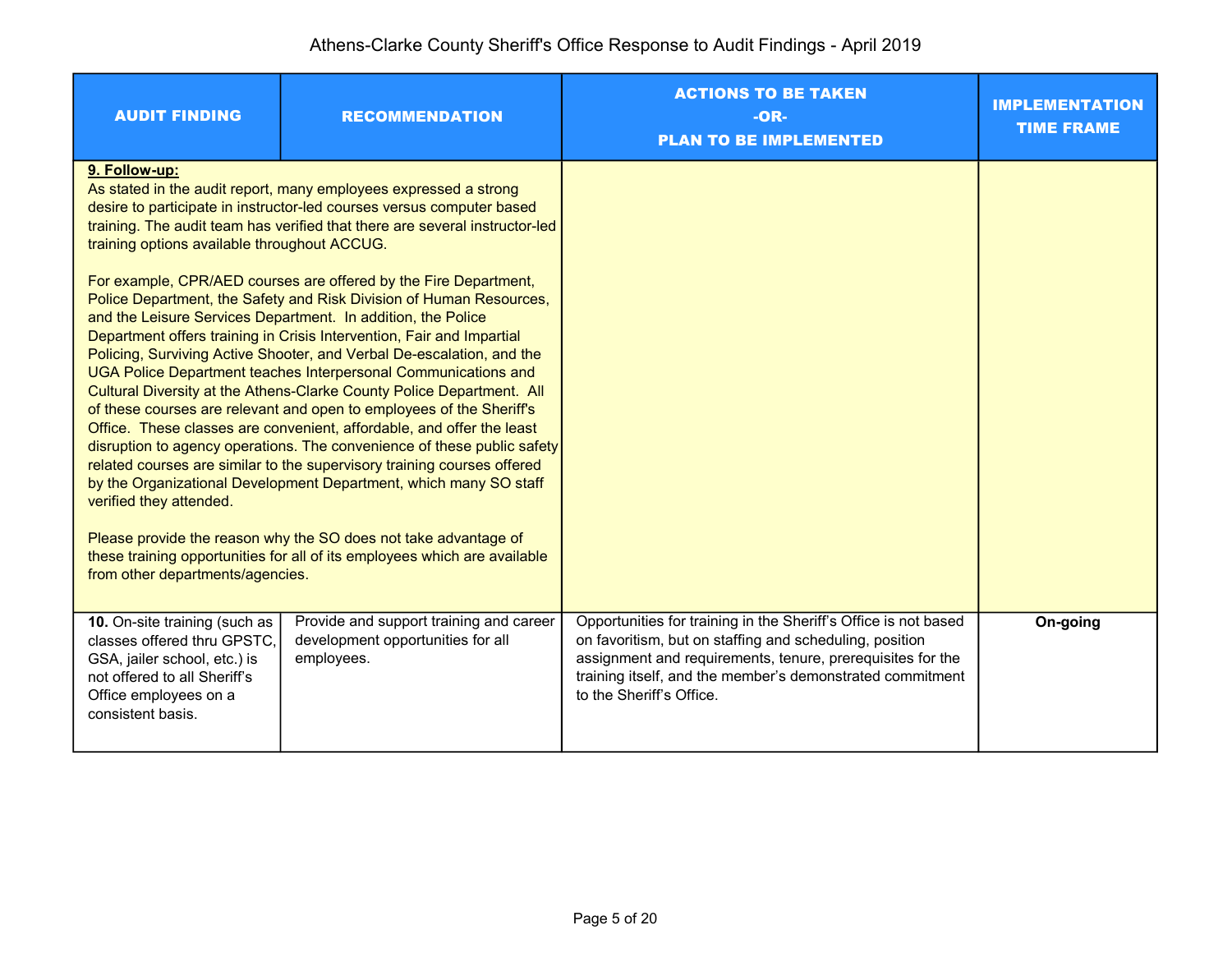# Athens-Clarke County Sheriff's Office Response to Audit Findings - April 2019

| AUDIT FINDING | RECOMMENDATION | ACTIONS TO BE TAKEN -OR- PLAN TO BE IMPLEMENTED | IMPLEMENTATION TIME FRAME |
|---|---|---|---|
| **9. Follow-up:**<br>As stated in the audit report, many employees expressed a strong desire to participate in instructor-led courses versus computer based training. The audit team has verified that there are several instructor-led training options available throughout ACCUG.<br><br>For example, CPR/AED courses are offered by the Fire Department, Police Department, the Safety and Risk Division of Human Resources, and the Leisure Services Department. In addition, the Police Department offers training in Crisis Intervention, Fair and Impartial Policing, Surviving Active Shooter, and Verbal De-escalation, and the UGA Police Department teaches Interpersonal Communications and Cultural Diversity at the Athens-Clarke County Police Department. All of these courses are relevant and open to employees of the Sheriff's Office. These classes are convenient, affordable, and offer the least disruption to agency operations. The convenience of these public safety related courses are similar to the supervisory training courses offered by the Organizational Development Department, which many SO staff verified they attended.<br><br>Please provide the reason why the SO does not take advantage of these training opportunities for all of its employees which are available from other departments/agencies. | | | |
| **10.** On-site training (such as classes offered thru GPSTC, GSA, jailer school, etc.) is not offered to all Sheriff's Office employees on a consistent basis. | Provide and support training and career development opportunities for all employees. | Opportunities for training in the Sheriff's Office is not based on favoritism, but on staffing and scheduling, position assignment and requirements, tenure, prerequisites for the training itself, and the member's demonstrated commitment to the Sheriff's Office. | **On-going** |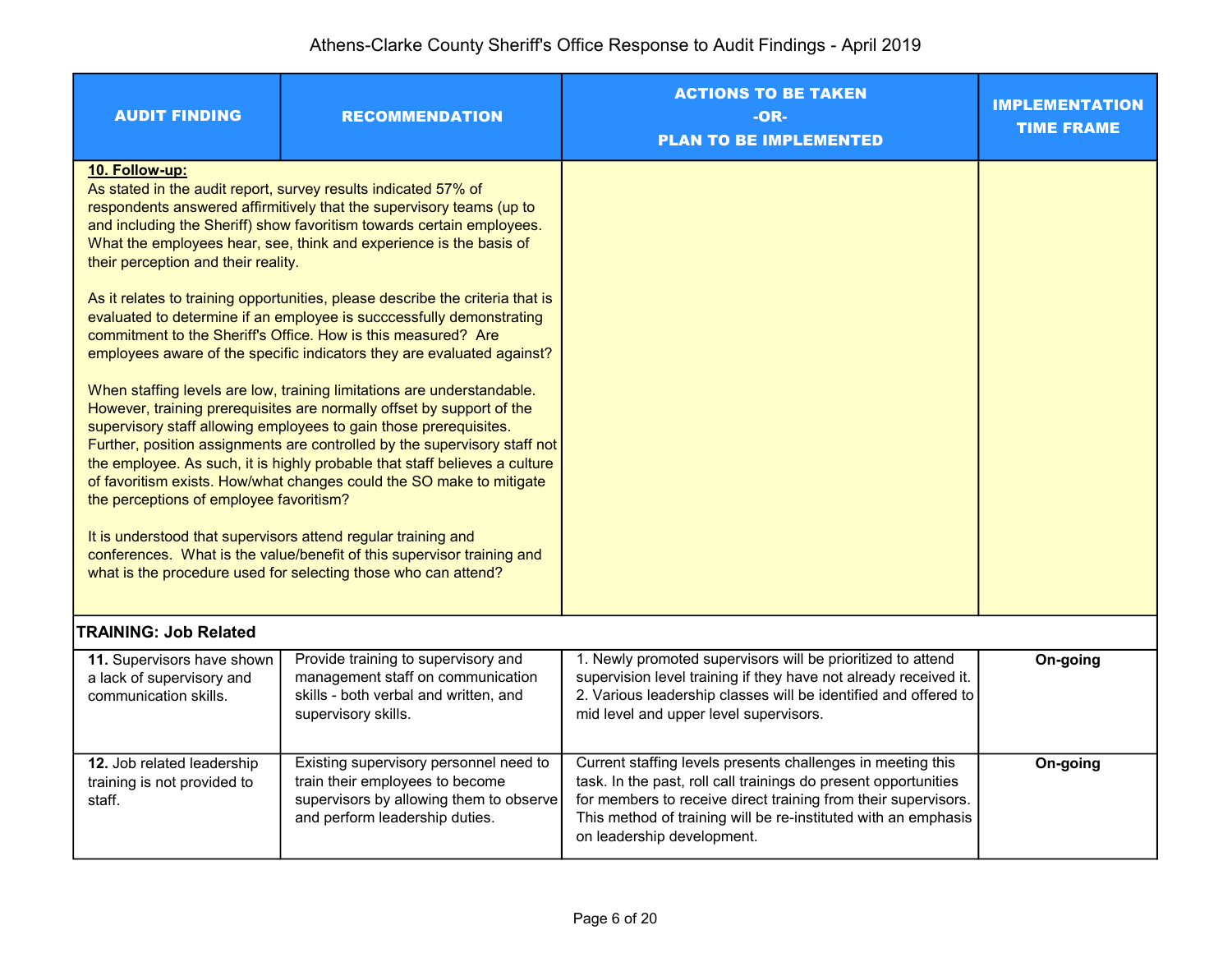# Athens-Clarke County Sheriff's Office Response to Audit Findings - April 2019

| AUDIT FINDING | RECOMMENDATION | ACTIONS TO BE TAKEN -OR- PLAN TO BE IMPLEMENTED | IMPLEMENTATION TIME FRAME |
|---|---|---|---|
| **10. Follow-up:** As stated in the audit report, survey results indicated 57% of respondents answered affirmitively that the supervisory teams (up to and including the Sheriff) show favoritism towards certain employees. What the employees hear, see, think and experience is the basis of their perception and their reality.<br><br>As it relates to training opportunities, please describe the criteria that is evaluated to determine if an employee is succcessfully demonstrating commitment to the Sheriff's Office. How is this measured? Are employees aware of the specific indicators they are evaluated against?<br><br>When staffing levels are low, training limitations are understandable. However, training prerequisites are normally offset by support of the supervisory staff allowing employees to gain those prerequisites. Further, position assignments are controlled by the supervisory staff not the employee. As such, it is highly probable that staff believes a culture of favoritism exists. How/what changes could the SO make to mitigate the perceptions of employee favoritism?<br><br>It is understood that supervisors attend regular training and conferences. What is the value/benefit of this supervisor training and what is the procedure used for selecting those who can attend? | | | |
| **TRAINING: Job Related** | | | |
| **11.** Supervisors have shown a lack of supervisory and communication skills. | Provide training to supervisory and management staff on communication skills - both verbal and written, and supervisory skills. | 1. Newly promoted supervisors will be prioritized to attend supervision level training if they have not already received it.<br>2. Various leadership classes will be identified and offered to mid level and upper level supervisors. | **On-going** |
| **12.** Job related leadership training is not provided to staff. | Existing supervisory personnel need to train their employees to become supervisors by allowing them to observe and perform leadership duties. | Current staffing levels presents challenges in meeting this task. In the past, roll call trainings do present opportunities for members to receive direct training from their supervisors. This method of training will be re-instituted with an emphasis on leadership development. | **On-going** |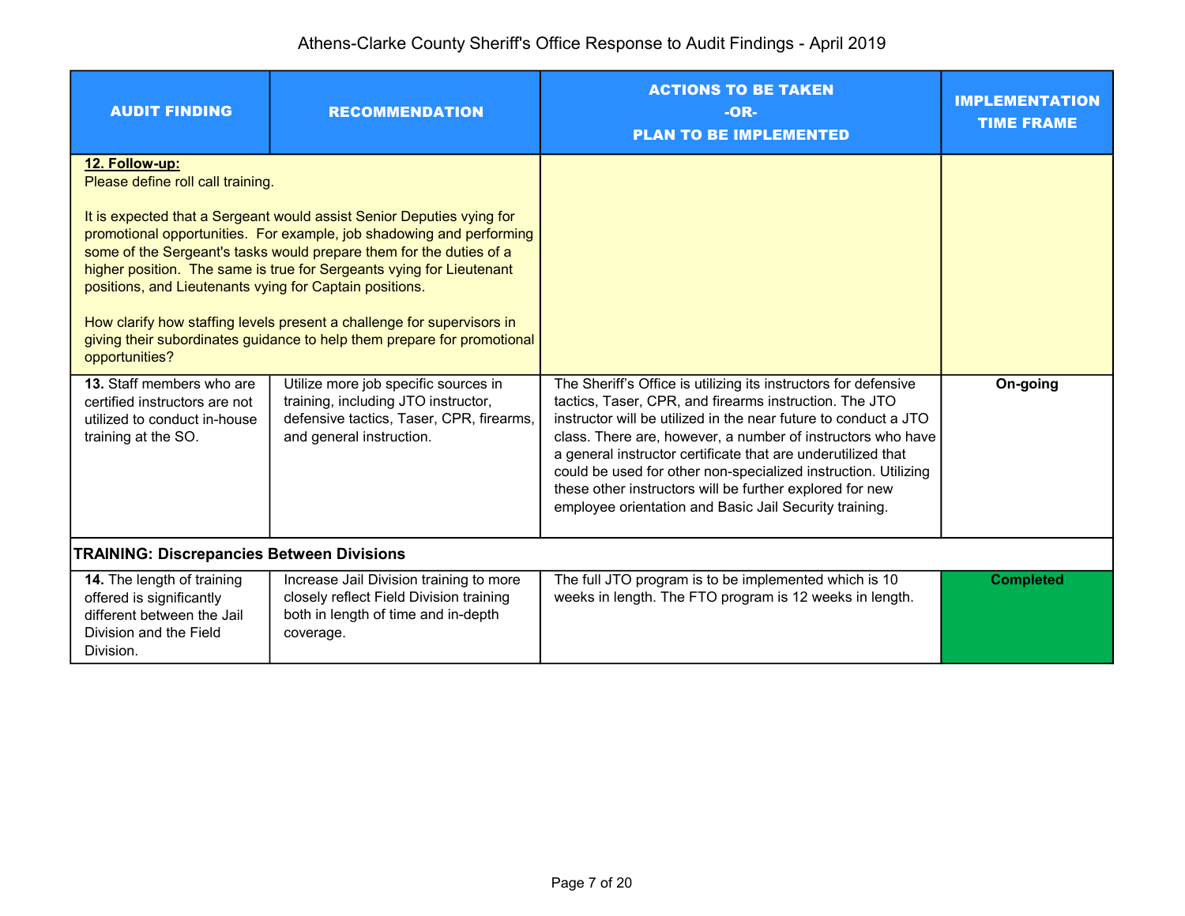# Athens-Clarke County Sheriff's Office Response to Audit Findings - April 2019

| AUDIT FINDING | RECOMMENDATION | ACTIONS TO BE TAKEN -OR- PLAN TO BE IMPLEMENTED | IMPLEMENTATION TIME FRAME |
|---|---|---|---|
| **12. Follow-up:** Please define roll call training. <br><br> It is expected that a Sergeant would assist Senior Deputies vying for promotional opportunities. For example, job shadowing and performing some of the Sergeant's tasks would prepare them for the duties of a higher position. The same is true for Sergeants vying for Lieutenant positions, and Lieutenants vying for Captain positions. <br><br> How clarify how staffing levels present a challenge for supervisors in giving their subordinates guidance to help them prepare for promotional opportunities? | | | |
| **13.** Staff members who are certified instructors are not utilized to conduct in-house training at the SO. | Utilize more job specific sources in training, including JTO instructor, defensive tactics, Taser, CPR, firearms, and general instruction. | The Sheriff's Office is utilizing its instructors for defensive tactics, Taser, CPR, and firearms instruction. The JTO instructor will be utilized in the near future to conduct a JTO class. There are, however, a number of instructors who have a general instructor certificate that are underutilized that could be used for other non-specialized instruction. Utilizing these other instructors will be further explored for new employee orientation and Basic Jail Security training. | **On-going** |
| **TRAINING: Discrepancies Between Divisions** | | | |
| **14.** The length of training offered is significantly different between the Jail Division and the Field Division. | Increase Jail Division training to more closely reflect Field Division training both in length of time and in-depth coverage. | The full JTO program is to be implemented which is 10 weeks in length. The FTO program is 12 weeks in length. | **Completed** |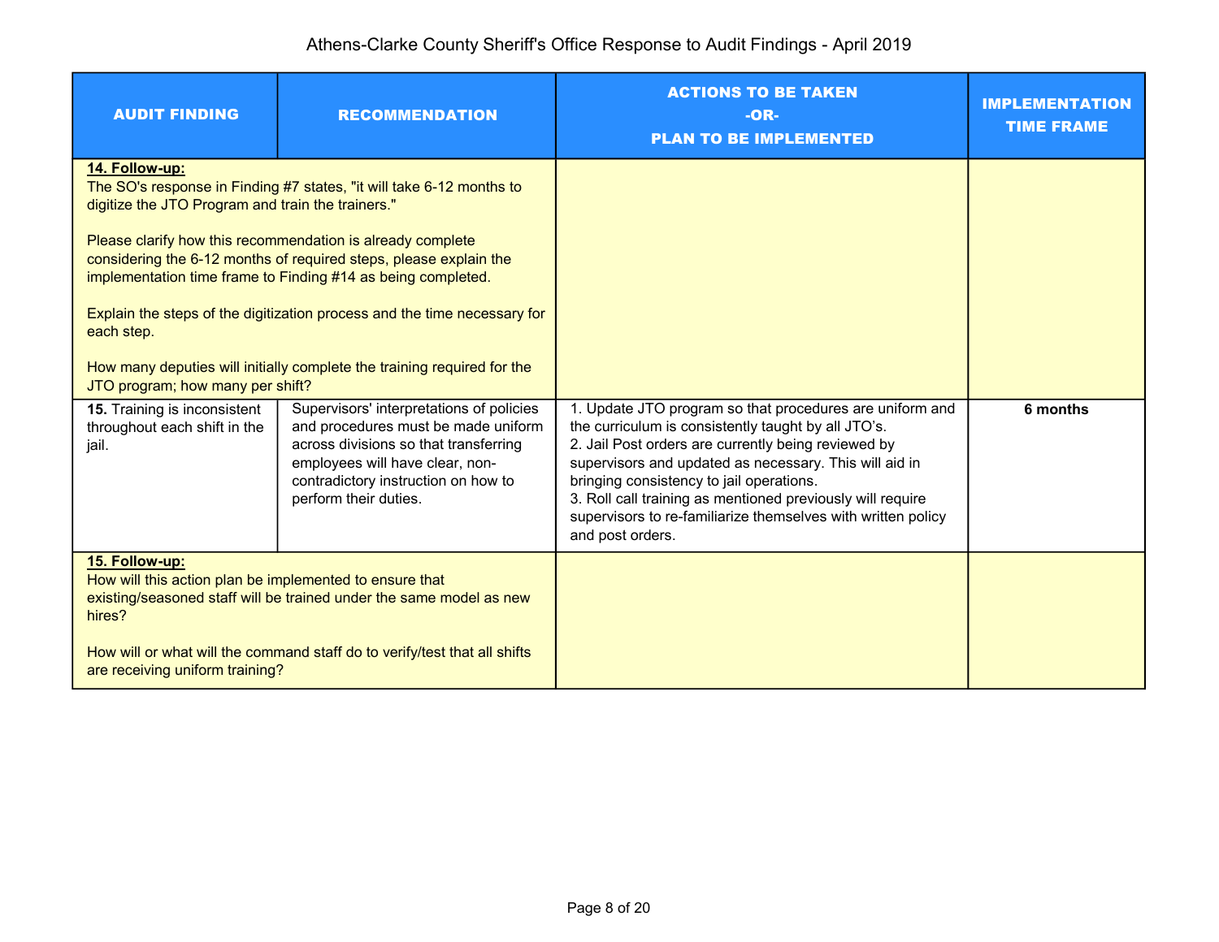# Athens-Clarke County Sheriff's Office Response to Audit Findings - April 2019

| AUDIT FINDING | RECOMMENDATION | ACTIONS TO BE TAKEN -OR- PLAN TO BE IMPLEMENTED | IMPLEMENTATION TIME FRAME |
|---|---|---|---|
| **14. Follow-up:**<br>The SO's response in Finding #7 states, "it will take 6-12 months to digitize the JTO Program and train the trainers."<br><br>Please clarify how this recommendation is already complete considering the 6-12 months of required steps, please explain the implementation time frame to Finding #14 as being completed.<br><br>Explain the steps of the digitization process and the time necessary for each step.<br><br>How many deputies will initially complete the training required for the JTO program; how many per shift? | | | |
| **15.** Training is inconsistent throughout each shift in the jail. | Supervisors' interpretations of policies and procedures must be made uniform across divisions so that transferring employees will have clear, non-contradictory instruction on how to perform their duties. | 1. Update JTO program so that procedures are uniform and the curriculum is consistently taught by all JTO's.<br>2. Jail Post orders are currently being reviewed by supervisors and updated as necessary. This will aid in bringing consistency to jail operations.<br>3. Roll call training as mentioned previously will require supervisors to re-familiarize themselves with written policy and post orders. | **6 months** |
| **15. Follow-up:**<br>How will this action plan be implemented to ensure that existing/seasoned staff will be trained under the same model as new hires?<br><br>How will or what will the command staff do to verify/test that all shifts are receiving uniform training? | | | |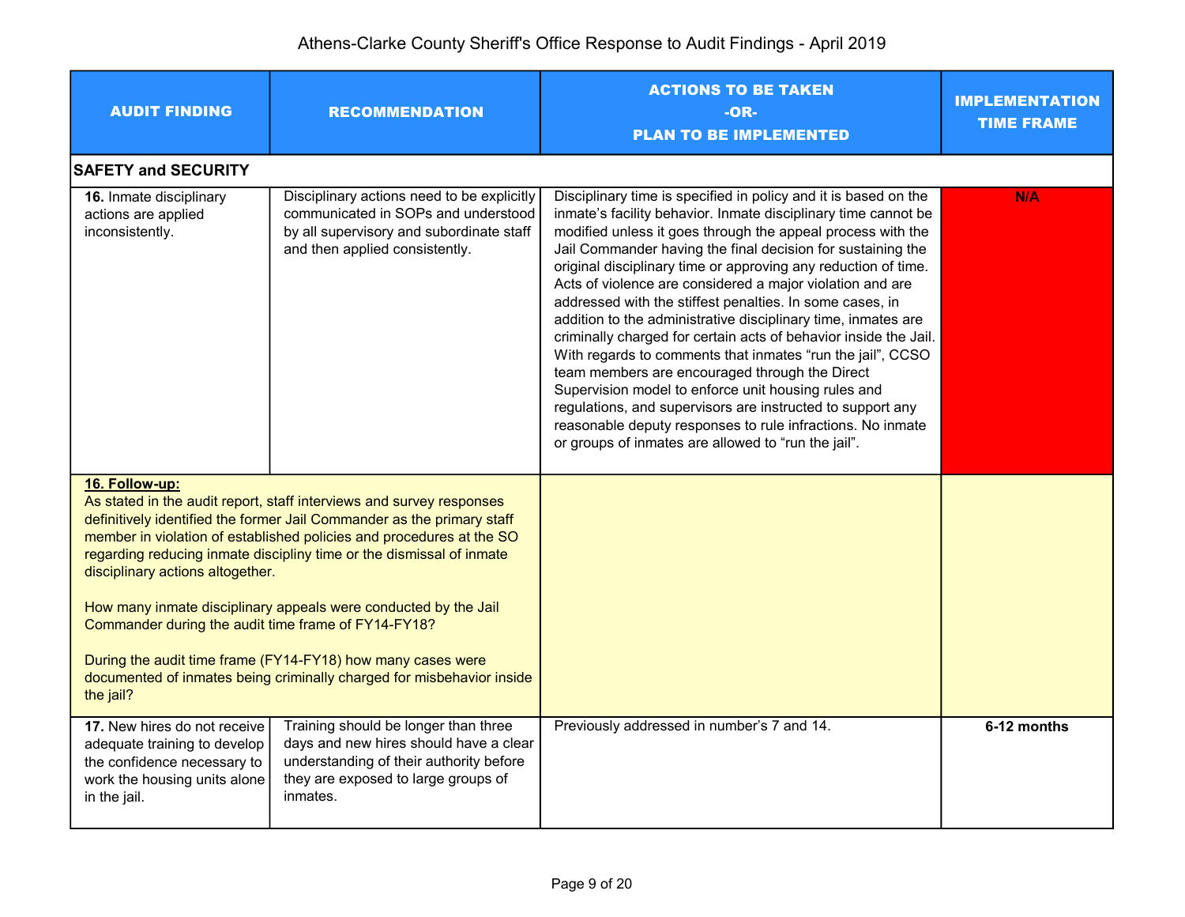# Athens-Clarke County Sheriff's Office Response to Audit Findings - April 2019

| AUDIT FINDING | RECOMMENDATION | ACTIONS TO BE TAKEN -OR- PLAN TO BE IMPLEMENTED | IMPLEMENTATION TIME FRAME |
|---|---|---|---|
| **SAFETY and SECURITY** | | | |
| **16.** Inmate disciplinary actions are applied inconsistently. | Disciplinary actions need to be explicitly communicated in SOPs and understood by all supervisory and subordinate staff and then applied consistently. | Disciplinary time is specified in policy and it is based on the inmate's facility behavior. Inmate disciplinary time cannot be modified unless it goes through the appeal process with the Jail Commander having the final decision for sustaining the original disciplinary time or approving any reduction of time. Acts of violence are considered a major violation and are addressed with the stiffest penalties. In some cases, in addition to the administrative disciplinary time, inmates are criminally charged for certain acts of behavior inside the Jail. With regards to comments that inmates "run the jail", CCSO team members are encouraged through the Direct Supervision model to enforce unit housing rules and regulations, and supervisors are instructed to support any reasonable deputy responses to rule infractions. No inmate or groups of inmates are allowed to "run the jail". | **N/A** |
| **16. Follow-up:** As stated in the audit report, staff interviews and survey responses definitively identified the former Jail Commander as the primary staff member in violation of established policies and procedures at the SO regarding reducing inmate discipliny time or the dismissal of inmate disciplinary actions altogether. <br><br> How many inmate disciplinary appeals were conducted by the Jail Commander during the audit time frame of FY14-FY18? <br><br> During the audit time frame (FY14-FY18) how many cases were documented of inmates being criminally charged for misbehavior inside the jail? | | | |
| **17.** New hires do not receive adequate training to develop the confidence necessary to work the housing units alone in the jail. | Training should be longer than three days and new hires should have a clear understanding of their authority before they are exposed to large groups of inmates. | Previously addressed in number's 7 and 14. | **6-12 months** |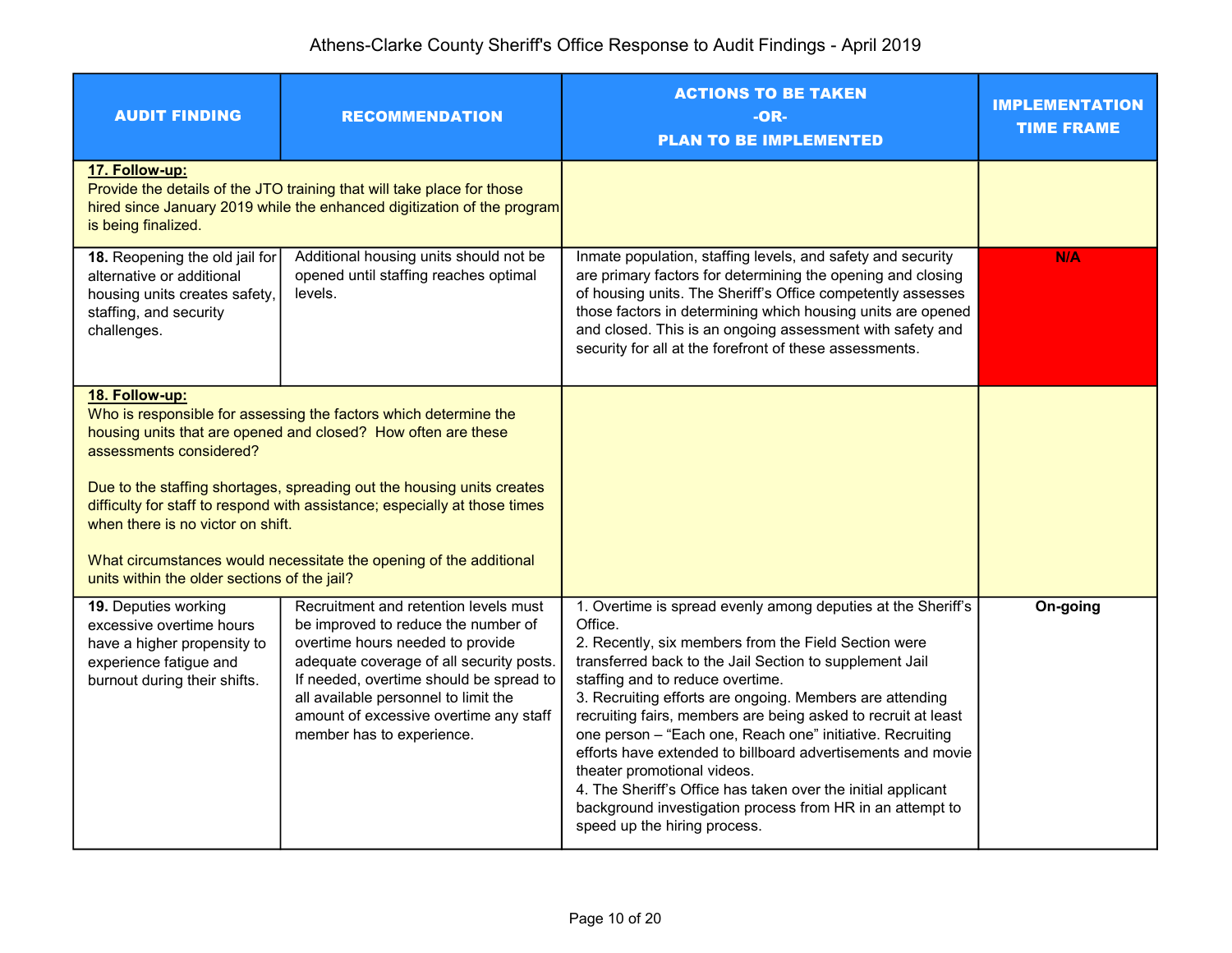# Athens-Clarke County Sheriff's Office Response to Audit Findings - April 2019

| AUDIT FINDING | RECOMMENDATION | ACTIONS TO BE TAKEN -OR- PLAN TO BE IMPLEMENTED | IMPLEMENTATION TIME FRAME |
|---|---|---|---|
| **17. Follow-up:** Provide the details of the JTO training that will take place for those hired since January 2019 while the enhanced digitization of the program is being finalized. | | | |
| **18.** Reopening the old jail for alternative or additional housing units creates safety, staffing, and security challenges. | Additional housing units should not be opened until staffing reaches optimal levels. | Inmate population, staffing levels, and safety and security are primary factors for determining the opening and closing of housing units. The Sheriff's Office competently assesses those factors in determining which housing units are opened and closed. This is an ongoing assessment with safety and security for all at the forefront of these assessments. | **N/A** |
| **18. Follow-up:** Who is responsible for assessing the factors which determine the housing units that are opened and closed? How often are these assessments considered?<br><br>Due to the staffing shortages, spreading out the housing units creates difficulty for staff to respond with assistance; especially at those times when there is no victor on shift.<br><br>What circumstances would necessitate the opening of the additional units within the older sections of the jail? | | | |
| **19.** Deputies working excessive overtime hours have a higher propensity to experience fatigue and burnout during their shifts. | Recruitment and retention levels must be improved to reduce the number of overtime hours needed to provide adequate coverage of all security posts. If needed, overtime should be spread to all available personnel to limit the amount of excessive overtime any staff member has to experience. | 1. Overtime is spread evenly among deputies at the Sheriff's Office.<br>2. Recently, six members from the Field Section were transferred back to the Jail Section to supplement Jail staffing and to reduce overtime.<br>3. Recruiting efforts are ongoing. Members are attending recruiting fairs, members are being asked to recruit at least one person – "Each one, Reach one" initiative. Recruiting efforts have extended to billboard advertisements and movie theater promotional videos.<br>4. The Sheriff's Office has taken over the initial applicant background investigation process from HR in an attempt to speed up the hiring process. | **On-going** |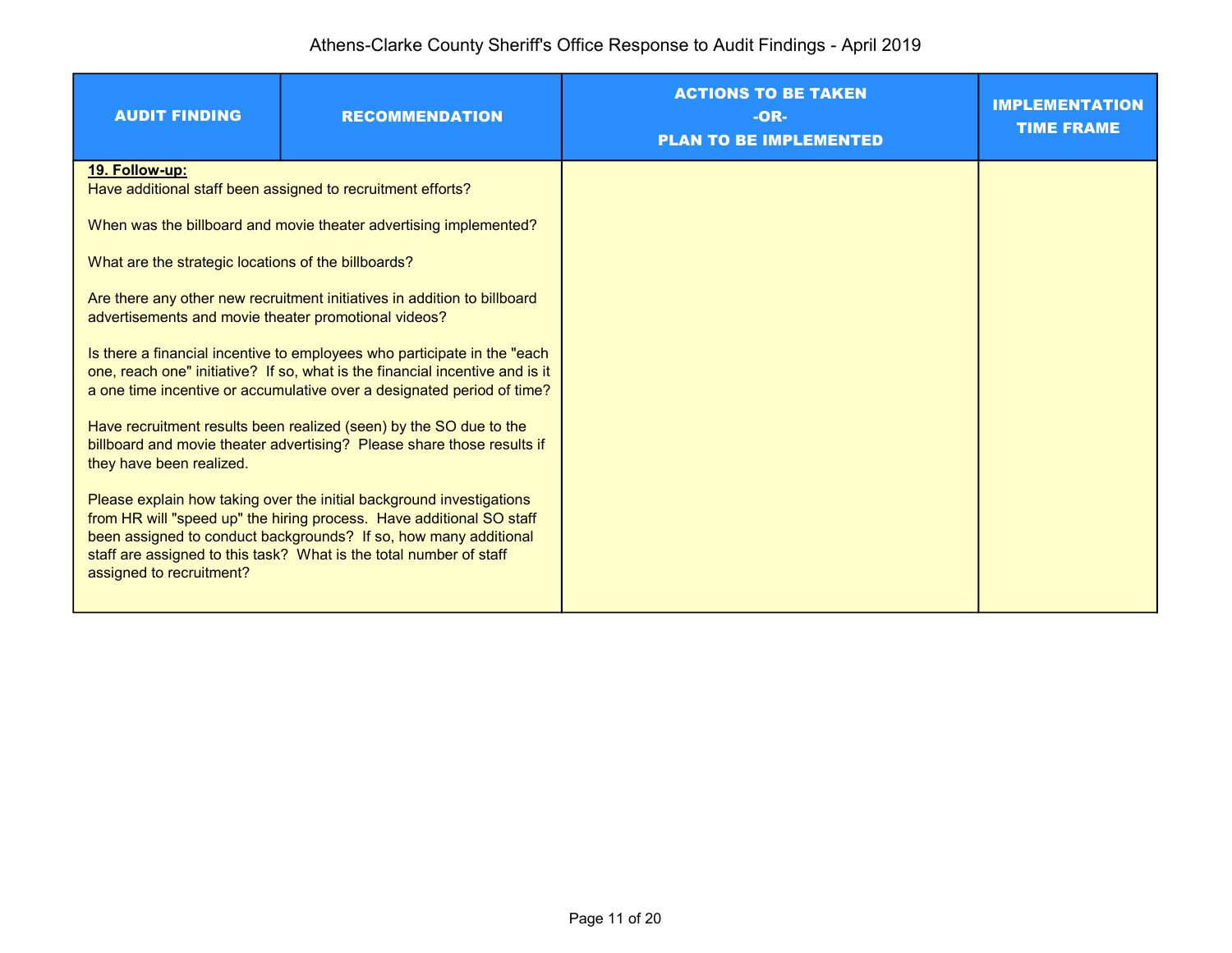# Athens-Clarke County Sheriff's Office Response to Audit Findings - April 2019

| AUDIT FINDING | RECOMMENDATION | ACTIONS TO BE TAKEN -OR- PLAN TO BE IMPLEMENTED | IMPLEMENTATION TIME FRAME |
|---|---|---|---|
| **19. Follow-up:**<br>Have additional staff been assigned to recruitment efforts?<br><br>When was the billboard and movie theater advertising implemented?<br><br>What are the strategic locations of the billboards?<br><br>Are there any other new recruitment initiatives in addition to billboard advertisements and movie theater promotional videos?<br><br>Is there a financial incentive to employees who participate in the "each one, reach one" initiative? If so, what is the financial incentive and is it a one time incentive or accumulative over a designated period of time?<br><br>Have recruitment results been realized (seen) by the SO due to the billboard and movie theater advertising? Please share those results if they have been realized.<br><br>Please explain how taking over the initial background investigations from HR will "speed up" the hiring process. Have additional SO staff been assigned to conduct backgrounds? If so, how many additional staff are assigned to this task? What is the total number of staff assigned to recruitment? | | | |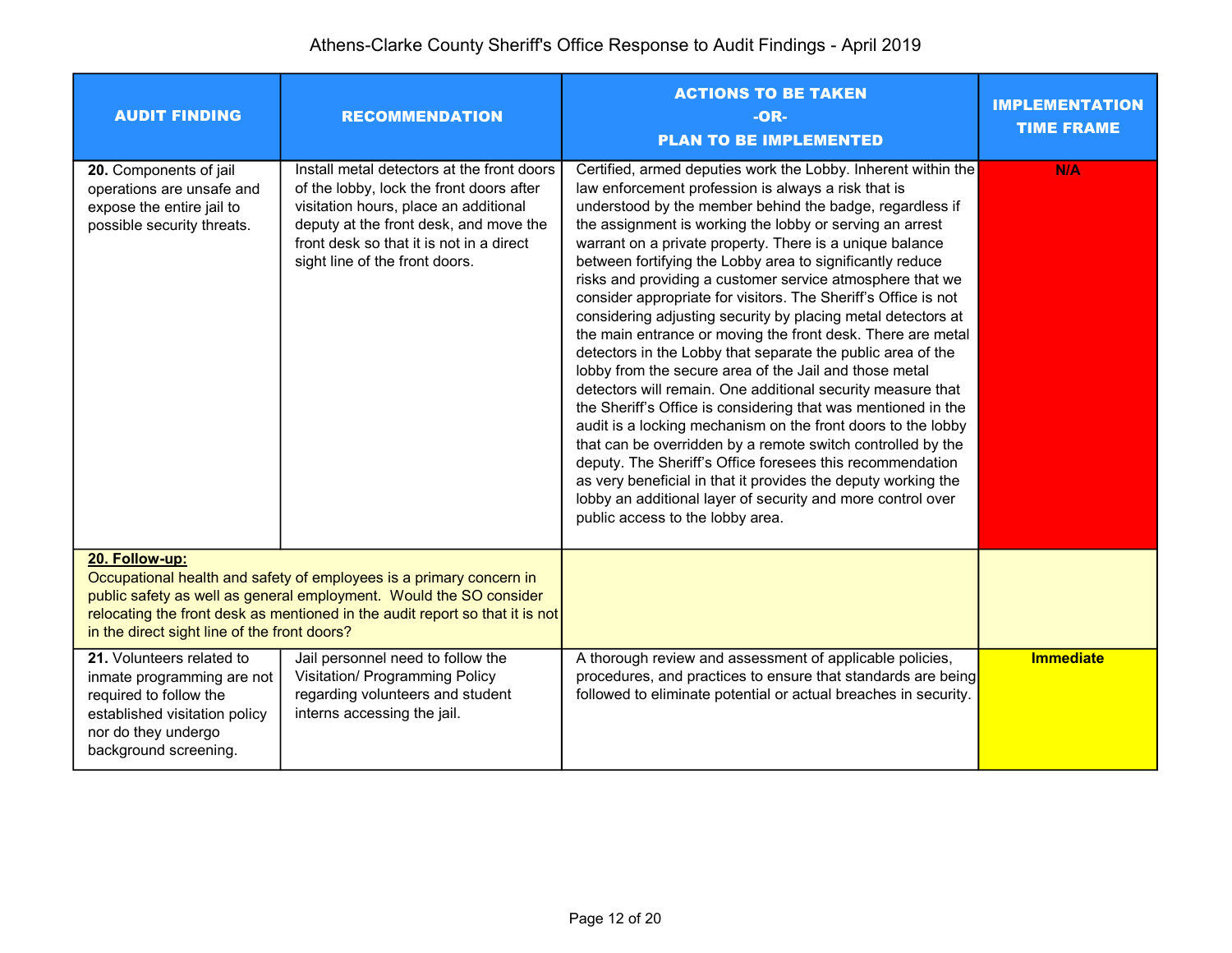# Athens-Clarke County Sheriff's Office Response to Audit Findings - April 2019

| AUDIT FINDING | RECOMMENDATION | ACTIONS TO BE TAKEN -OR- PLAN TO BE IMPLEMENTED | IMPLEMENTATION TIME FRAME |
|---|---|---|---|
| **20.** Components of jail operations are unsafe and expose the entire jail to possible security threats. | Install metal detectors at the front doors of the lobby, lock the front doors after visitation hours, place an additional deputy at the front desk, and move the front desk so that it is not in a direct sight line of the front doors. | Certified, armed deputies work the Lobby. Inherent within the law enforcement profession is always a risk that is understood by the member behind the badge, regardless if the assignment is working the lobby or serving an arrest warrant on a private property. There is a unique balance between fortifying the Lobby area to significantly reduce risks and providing a customer service atmosphere that we consider appropriate for visitors. The Sheriff's Office is not considering adjusting security by placing metal detectors at the main entrance or moving the front desk. There are metal detectors in the Lobby that separate the public area of the lobby from the secure area of the Jail and those metal detectors will remain. One additional security measure that the Sheriff's Office is considering that was mentioned in the audit is a locking mechanism on the front doors to the lobby that can be overridden by a remote switch controlled by the deputy. The Sheriff's Office foresees this recommendation as very beneficial in that it provides the deputy working the lobby an additional layer of security and more control over public access to the lobby area. | **N/A** |
| **20. Follow-up:** Occupational health and safety of employees is a primary concern in public safety as well as general employment. Would the SO consider relocating the front desk as mentioned in the audit report so that it is not in the direct sight line of the front doors? | | | |
| **21.** Volunteers related to inmate programming are not required to follow the established visitation policy nor do they undergo background screening. | Jail personnel need to follow the Visitation/ Programming Policy regarding volunteers and student interns accessing the jail. | A thorough review and assessment of applicable policies, procedures, and practices to ensure that standards are being followed to eliminate potential or actual breaches in security. | **Immediate** |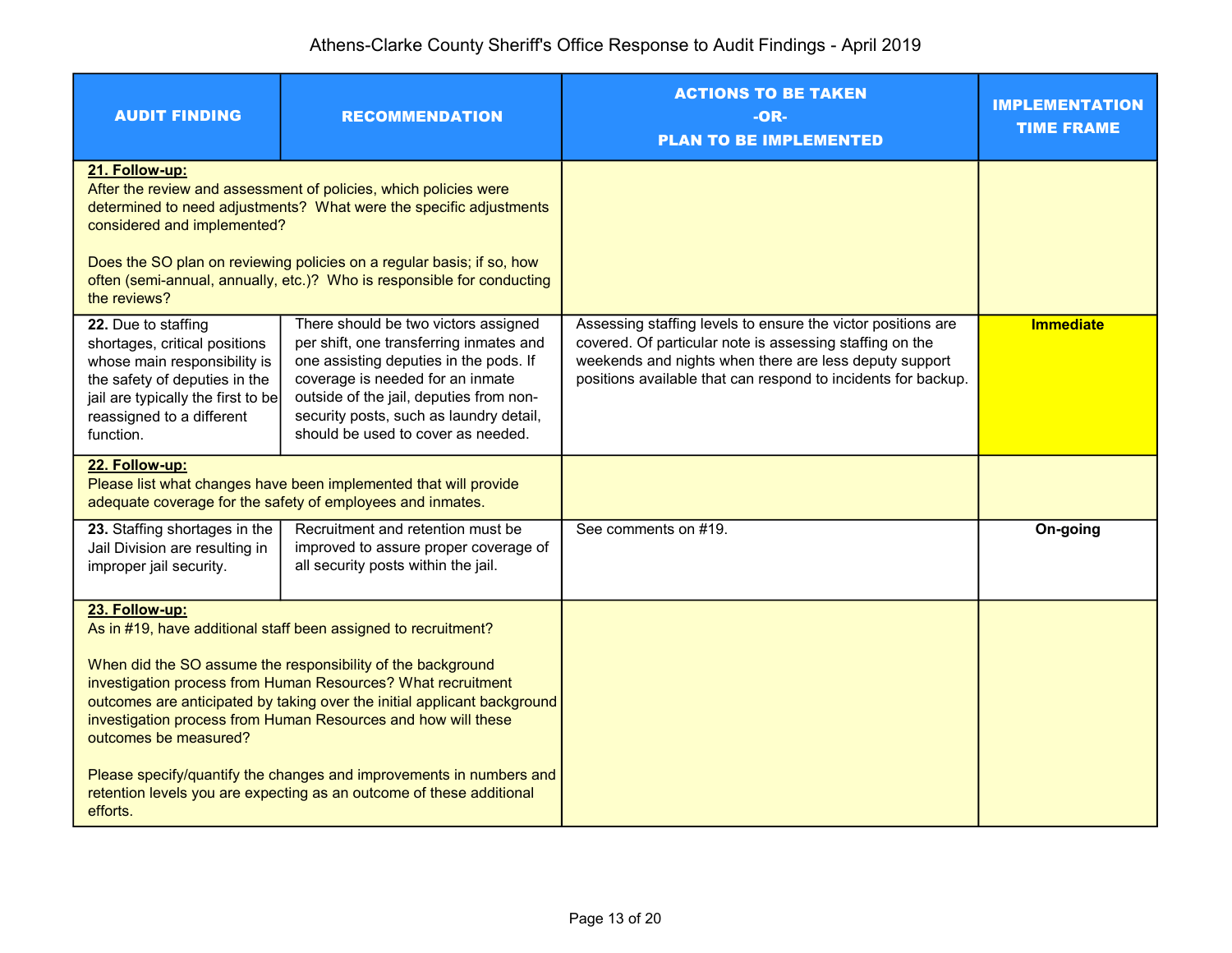# Athens-Clarke County Sheriff's Office Response to Audit Findings - April 2019

| AUDIT FINDING | RECOMMENDATION | ACTIONS TO BE TAKEN -OR- PLAN TO BE IMPLEMENTED | IMPLEMENTATION TIME FRAME |
|---|---|---|---|
| **21. Follow-up:** After the review and assessment of policies, which policies were determined to need adjustments? What were the specific adjustments considered and implemented? Does the SO plan on reviewing policies on a regular basis; if so, how often (semi-annual, annually, etc.)? Who is responsible for conducting the reviews? | | | |
| **22.** Due to staffing shortages, critical positions whose main responsibility is the safety of deputies in the jail are typically the first to be reassigned to a different function. | There should be two victors assigned per shift, one transferring inmates and one assisting deputies in the pods. If coverage is needed for an inmate outside of the jail, deputies from non-security posts, such as laundry detail, should be used to cover as needed. | Assessing staffing levels to ensure the victor positions are covered. Of particular note is assessing staffing on the weekends and nights when there are less deputy support positions available that can respond to incidents for backup. | **Immediate** |
| **22. Follow-up:** Please list what changes have been implemented that will provide adequate coverage for the safety of employees and inmates. | | | |
| **23.** Staffing shortages in the Jail Division are resulting in improper jail security. | Recruitment and retention must be improved to assure proper coverage of all security posts within the jail. | See comments on #19. | **On-going** |
| **23. Follow-up:** As in #19, have additional staff been assigned to recruitment? When did the SO assume the responsibility of the background investigation process from Human Resources? What recruitment outcomes are anticipated by taking over the initial applicant background investigation process from Human Resources and how will these outcomes be measured? Please specify/quantify the changes and improvements in numbers and retention levels you are expecting as an outcome of these additional efforts. | | | |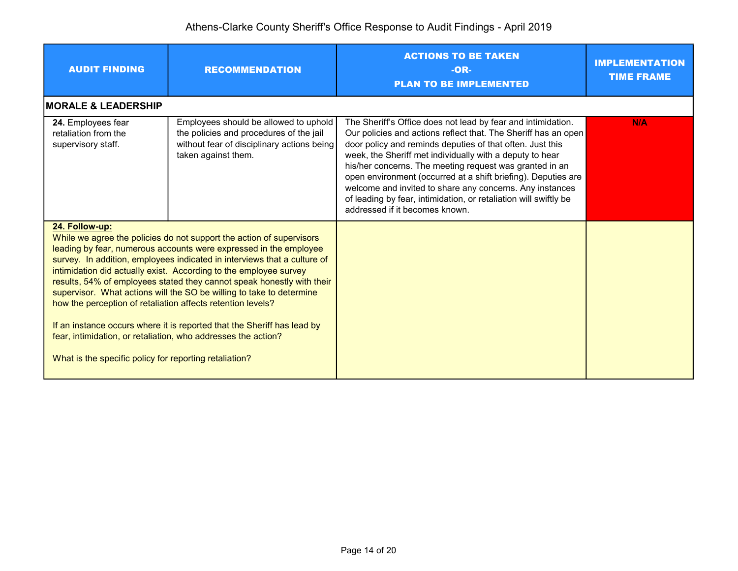# Athens-Clarke County Sheriff's Office Response to Audit Findings - April 2019

| AUDIT FINDING | RECOMMENDATION | ACTIONS TO BE TAKEN -OR- PLAN TO BE IMPLEMENTED | IMPLEMENTATION TIME FRAME |
|---|---|---|---|
| **MORALE & LEADERSHIP** | | | |
| **24.** Employees fear retaliation from the supervisory staff. | Employees should be allowed to uphold the policies and procedures of the jail without fear of disciplinary actions being taken against them. | The Sheriff's Office does not lead by fear and intimidation. Our policies and actions reflect that. The Sheriff has an open door policy and reminds deputies of that often. Just this week, the Sheriff met individually with a deputy to hear his/her concerns. The meeting request was granted in an open environment (occurred at a shift briefing). Deputies are welcome and invited to share any concerns. Any instances of leading by fear, intimidation, or retaliation will swiftly be addressed if it becomes known. | **N/A** |
| **24. Follow-up:** While we agree the policies do not support the action of supervisors leading by fear, numerous accounts were expressed in the employee survey. In addition, employees indicated in interviews that a culture of intimidation did actually exist. According to the employee survey results, 54% of employees stated they cannot speak honestly with their supervisor. What actions will the SO be willing to take to determine how the perception of retaliation affects retention levels? <br><br> If an instance occurs where it is reported that the Sheriff has lead by fear, intimidation, or retaliation, who addresses the action? <br><br> What is the specific policy for reporting retaliation? | | | |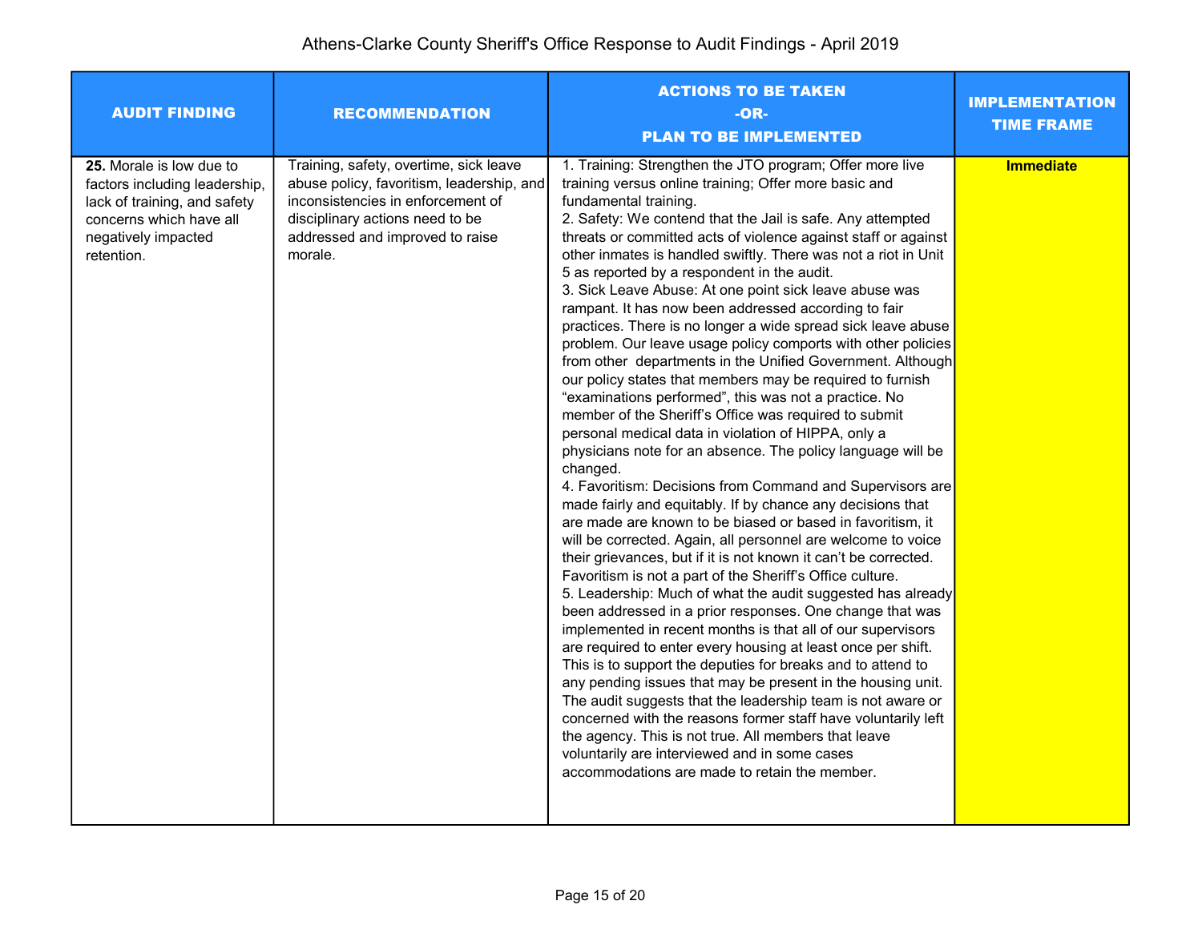# Athens-Clarke County Sheriff's Office Response to Audit Findings - April 2019

| AUDIT FINDING | RECOMMENDATION | ACTIONS TO BE TAKEN -OR- PLAN TO BE IMPLEMENTED | IMPLEMENTATION TIME FRAME |
| --- | --- | --- | --- |
| **25.** Morale is low due to factors including leadership, lack of training, and safety concerns which have all negatively impacted retention. | Training, safety, overtime, sick leave abuse policy, favoritism, leadership, and inconsistencies in enforcement of disciplinary actions need to be addressed and improved to raise morale. | 1. Training: Strengthen the JTO program; Offer more live training versus online training; Offer more basic and fundamental training.<br>2. Safety: We contend that the Jail is safe. Any attempted threats or committed acts of violence against staff or against other inmates is handled swiftly. There was not a riot in Unit 5 as reported by a respondent in the audit.<br>3. Sick Leave Abuse: At one point sick leave abuse was rampant. It has now been addressed according to fair practices. There is no longer a wide spread sick leave abuse problem. Our leave usage policy comports with other policies from other departments in the Unified Government. Although our policy states that members may be required to furnish “examinations performed”, this was not a practice. No member of the Sheriff’s Office was required to submit personal medical data in violation of HIPPA, only a physicians note for an absence. The policy language will be changed.<br>4. Favoritism: Decisions from Command and Supervisors are made fairly and equitably. If by chance any decisions that are made are known to be biased or based in favoritism, it will be corrected. Again, all personnel are welcome to voice their grievances, but if it is not known it can’t be corrected. Favoritism is not a part of the Sheriff’s Office culture.<br>5. Leadership: Much of what the audit suggested has already been addressed in a prior responses. One change that was implemented in recent months is that all of our supervisors are required to enter every housing at least once per shift. This is to support the deputies for breaks and to attend to any pending issues that may be present in the housing unit. The audit suggests that the leadership team is not aware or concerned with the reasons former staff have voluntarily left the agency. This is not true. All members that leave voluntarily are interviewed and in some cases accommodations are made to retain the member. | **Immediate** |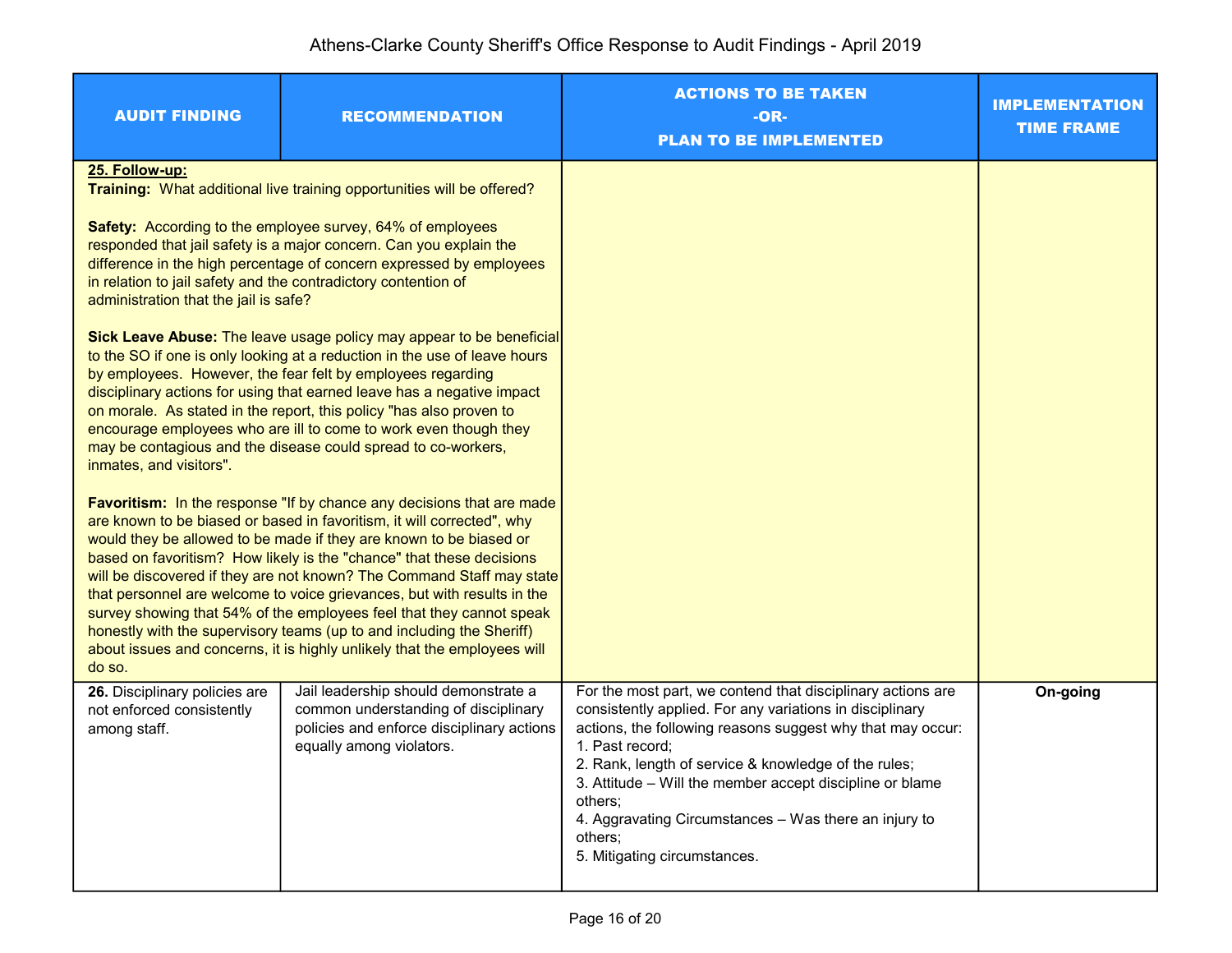| AUDIT FINDING | RECOMMENDATION | ACTIONS TO BE TAKEN -OR- PLAN TO BE IMPLEMENTED | IMPLEMENTATION TIME FRAME |
|---|---|---|---|
| **25. Follow-up:**<br>**Training:** What additional live training opportunities will be offered?<br><br>**Safety:** According to the employee survey, 64% of employees responded that jail safety is a major concern. Can you explain the difference in the high percentage of concern expressed by employees in relation to jail safety and the contradictory contention of administration that the jail is safe?<br><br>**Sick Leave Abuse:** The leave usage policy may appear to be beneficial to the SO if one is only looking at a reduction in the use of leave hours by employees. However, the fear felt by employees regarding disciplinary actions for using that earned leave has a negative impact on morale. As stated in the report, this policy "has also proven to encourage employees who are ill to come to work even though they may be contagious and the disease could spread to co-workers, inmates, and visitors".<br><br>**Favoritism:** In the response "If by chance any decisions that are made are known to be biased or based in favoritism, it will corrected", why would they be allowed to be made if they are known to be biased or based on favoritism? How likely is the "chance" that these decisions will be discovered if they are not known? The Command Staff may state that personnel are welcome to voice grievances, but with results in the survey showing that 54% of the employees feel that they cannot speak honestly with the supervisory teams (up to and including the Sheriff) about issues and concerns, it is highly unlikely that the employees will do so. | | | |
| **26.** Disciplinary policies are not enforced consistently among staff. | Jail leadership should demonstrate a common understanding of disciplinary policies and enforce disciplinary actions equally among violators. | For the most part, we contend that disciplinary actions are consistently applied. For any variations in disciplinary actions, the following reasons suggest why that may occur:<br>1. Past record;<br>2. Rank, length of service & knowledge of the rules;<br>3. Attitude – Will the member accept discipline or blame others;<br>4. Aggravating Circumstances – Was there an injury to others;<br>5. Mitigating circumstances. | **On-going** |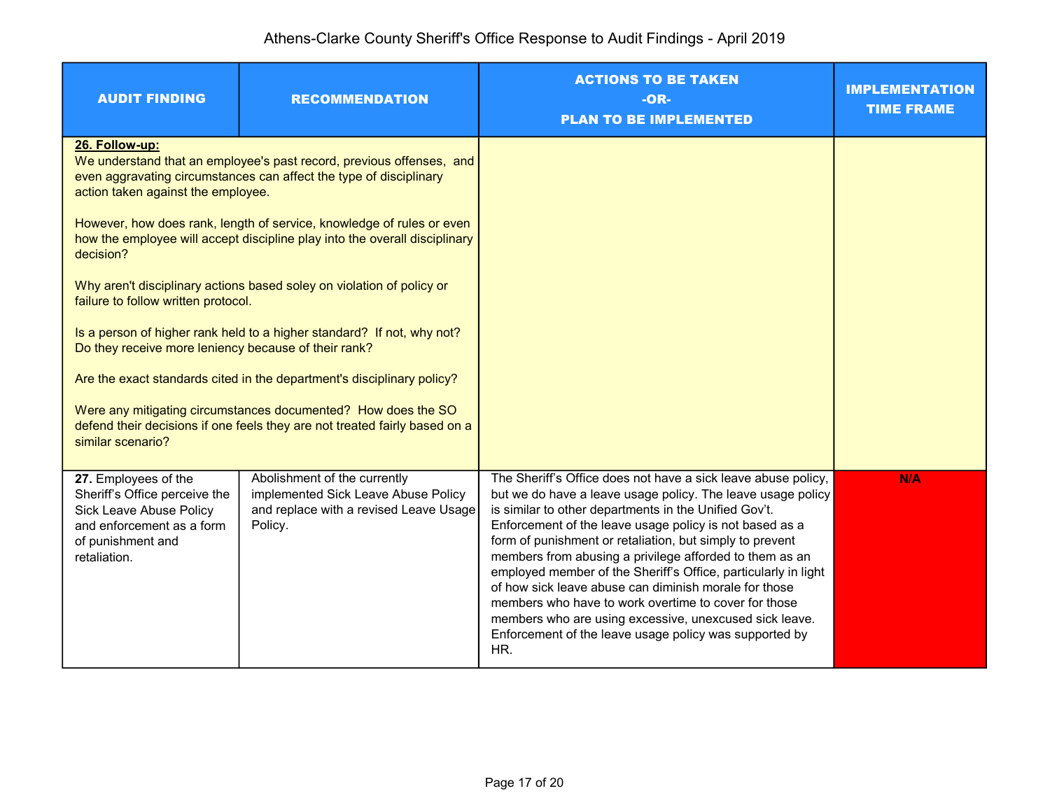# Athens-Clarke County Sheriff's Office Response to Audit Findings - April 2019

| AUDIT FINDING | RECOMMENDATION | ACTIONS TO BE TAKEN -OR- PLAN TO BE IMPLEMENTED | IMPLEMENTATION TIME FRAME |
|---|---|---|---|
| **26. Follow-up:** We understand that an employee's past record, previous offenses, and even aggravating circumstances can affect the type of disciplinary action taken against the employee. However, how does rank, length of service, knowledge of rules or even how the employee will accept discipline play into the overall disciplinary decision? Why aren't disciplinary actions based soley on violation of policy or failure to follow written protocol. Is a person of higher rank held to a higher standard? If not, why not? Do they receive more leniency because of their rank? Are the exact standards cited in the department's disciplinary policy? Were any mitigating circumstances documented? How does the SO defend their decisions if one feels they are not treated fairly based on a similar scenario? | | | |
| **27.** Employees of the Sheriff's Office perceive the Sick Leave Abuse Policy and enforcement as a form of punishment and retaliation. | Abolishment of the currently implemented Sick Leave Abuse Policy and replace with a revised Leave Usage Policy. | The Sheriff's Office does not have a sick leave abuse policy, but we do have a leave usage policy. The leave usage policy is similar to other departments in the Unified Gov't. Enforcement of the leave usage policy is not based as a form of punishment or retaliation, but simply to prevent members from abusing a privilege afforded to them as an employed member of the Sheriff's Office, particularly in light of how sick leave abuse can diminish morale for those members who have to work overtime to cover for those members who are using excessive, unexcused sick leave. Enforcement of the leave usage policy was supported by HR. | **N/A** |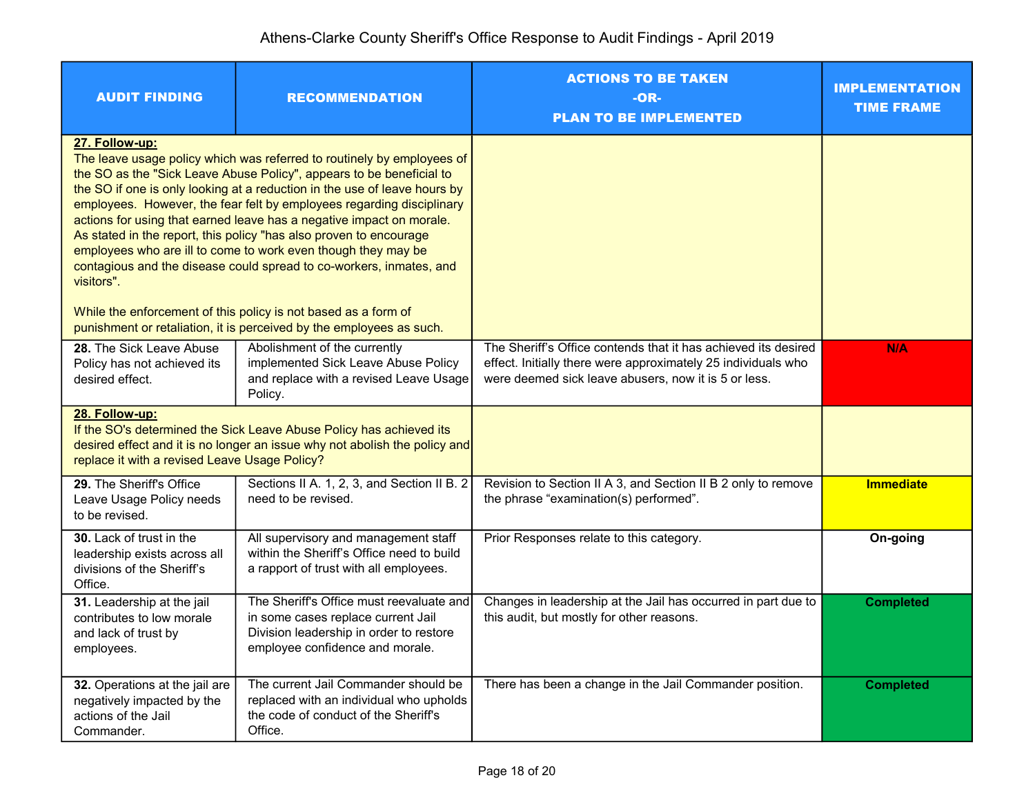Athens-Clarke County Sheriff's Office Response to Audit Findings - April 2019

| AUDIT FINDING | RECOMMENDATION | ACTIONS TO BE TAKEN -OR- PLAN TO BE IMPLEMENTED | IMPLEMENTATION TIME FRAME |
|---|---|---|---|
| **27. Follow-up:** The leave usage policy which was referred to routinely by employees of the SO as the "Sick Leave Abuse Policy", appears to be beneficial to the SO if one is only looking at a reduction in the use of leave hours by employees. However, the fear felt by employees regarding disciplinary actions for using that earned leave has a negative impact on morale. As stated in the report, this policy "has also proven to encourage employees who are ill to come to work even though they may be contagious and the disease could spread to co-workers, inmates, and visitors". While the enforcement of this policy is not based as a form of punishment or retaliation, it is perceived by the employees as such. | | | |
| **28.** The Sick Leave Abuse Policy has not achieved its desired effect. | Abolishment of the currently implemented Sick Leave Abuse Policy and replace with a revised Leave Usage Policy. | The Sheriff's Office contends that it has achieved its desired effect. Initially there were approximately 25 individuals who were deemed sick leave abusers, now it is 5 or less. | **N/A** |
| **28. Follow-up:** If the SO's determined the Sick Leave Abuse Policy has achieved its desired effect and it is no longer an issue why not abolish the policy and replace it with a revised Leave Usage Policy? | | | |
| **29.** The Sheriff's Office Leave Usage Policy needs to be revised. | Sections II A. 1, 2, 3, and Section II B. 2 need to be revised. | Revision to Section II A 3, and Section II B 2 only to remove the phrase "examination(s) performed". | **Immediate** |
| **30.** Lack of trust in the leadership exists across all divisions of the Sheriff's Office. | All supervisory and management staff within the Sheriff's Office need to build a rapport of trust with all employees. | Prior Responses relate to this category. | **On-going** |
| **31.** Leadership at the jail contributes to low morale and lack of trust by employees. | The Sheriff's Office must reevaluate and in some cases replace current Jail Division leadership in order to restore employee confidence and morale. | Changes in leadership at the Jail has occurred in part due to this audit, but mostly for other reasons. | **Completed** |
| **32.** Operations at the jail are negatively impacted by the actions of the Jail Commander. | The current Jail Commander should be replaced with an individual who upholds the code of conduct of the Sheriff's Office. | There has been a change in the Jail Commander position. | **Completed** |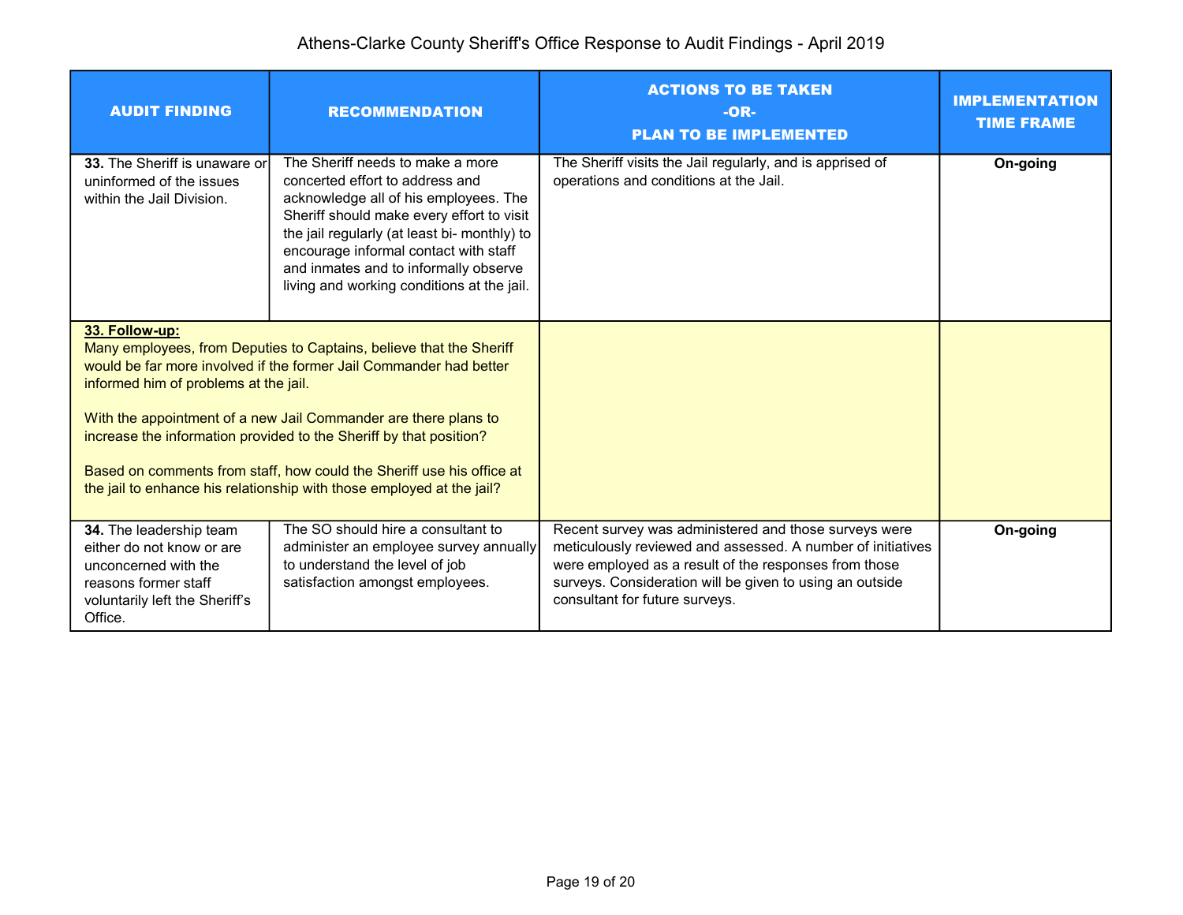# Athens-Clarke County Sheriff's Office Response to Audit Findings - April 2019

| AUDIT FINDING | RECOMMENDATION | ACTIONS TO BE TAKEN -OR- PLAN TO BE IMPLEMENTED | IMPLEMENTATION TIME FRAME |
|---|---|---|---|
| **33.** The Sheriff is unaware or uninformed of the issues within the Jail Division. | The Sheriff needs to make a more concerted effort to address and acknowledge all of his employees. The Sheriff should make every effort to visit the jail regularly (at least bi- monthly) to encourage informal contact with staff and inmates and to informally observe living and working conditions at the jail. | The Sheriff visits the Jail regularly, and is apprised of operations and conditions at the Jail. | **On-going** |
| **33. Follow-up:** Many employees, from Deputies to Captains, believe that the Sheriff would be far more involved if the former Jail Commander had better informed him of problems at the jail. With the appointment of a new Jail Commander are there plans to increase the information provided to the Sheriff by that position? Based on comments from staff, how could the Sheriff use his office at the jail to enhance his relationship with those employed at the jail? | | | |
| **34.** The leadership team either do not know or are unconcerned with the reasons former staff voluntarily left the Sheriff's Office. | The SO should hire a consultant to administer an employee survey annually to understand the level of job satisfaction amongst employees. | Recent survey was administered and those surveys were meticulously reviewed and assessed. A number of initiatives were employed as a result of the responses from those surveys. Consideration will be given to using an outside consultant for future surveys. | **On-going** |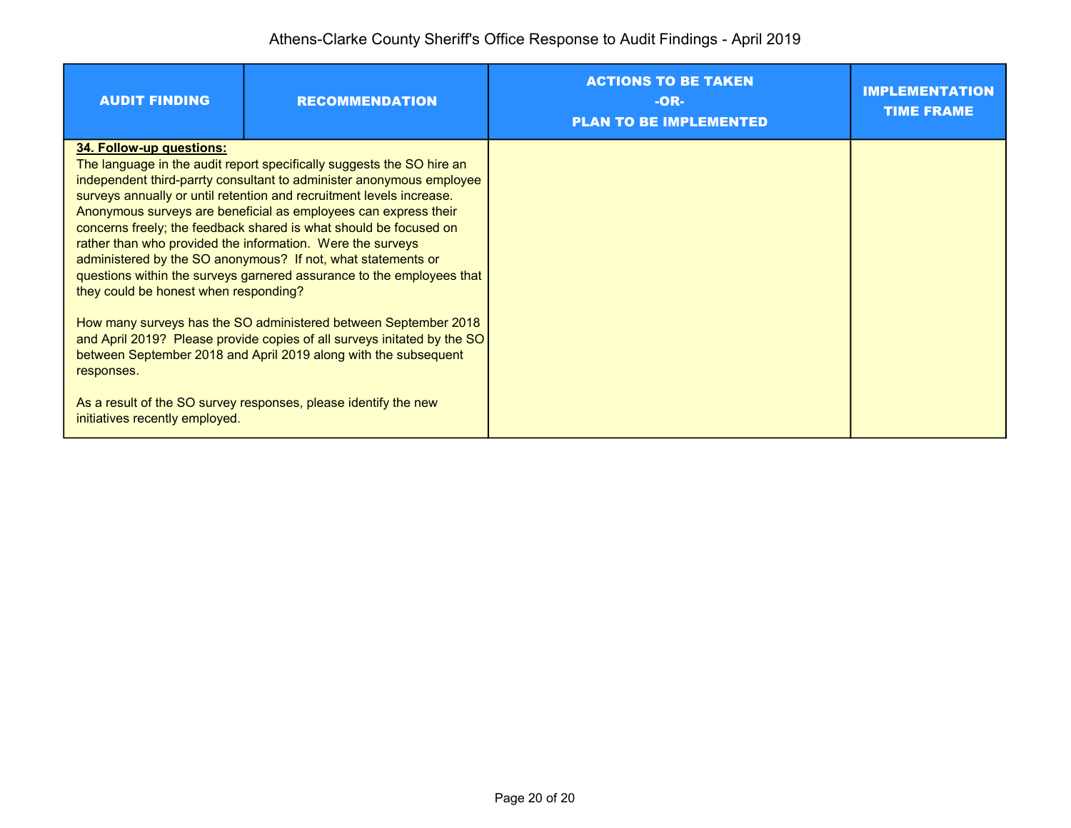Athens-Clarke County Sheriff's Office Response to Audit Findings - April 2019

| AUDIT FINDING | RECOMMENDATION | ACTIONS TO BE TAKEN -OR- PLAN TO BE IMPLEMENTED | IMPLEMENTATION TIME FRAME |
|---|---|---|---|
| **34. Follow-up questions:**<br>The language in the audit report specifically suggests the SO hire an independent third-parrty consultant to administer anonymous employee surveys annually or until retention and recruitment levels increase. Anonymous surveys are beneficial as employees can express their concerns freely; the feedback shared is what should be focused on rather than who provided the information. Were the surveys administered by the SO anonymous? If not, what statements or questions within the surveys garnered assurance to the employees that they could be honest when responding?<br><br>How many surveys has the SO administered between September 2018 and April 2019? Please provide copies of all surveys initated by the SO between September 2018 and April 2019 along with the subsequent responses.<br><br>As a result of the SO survey responses, please identify the new initiatives recently employed. | | | |